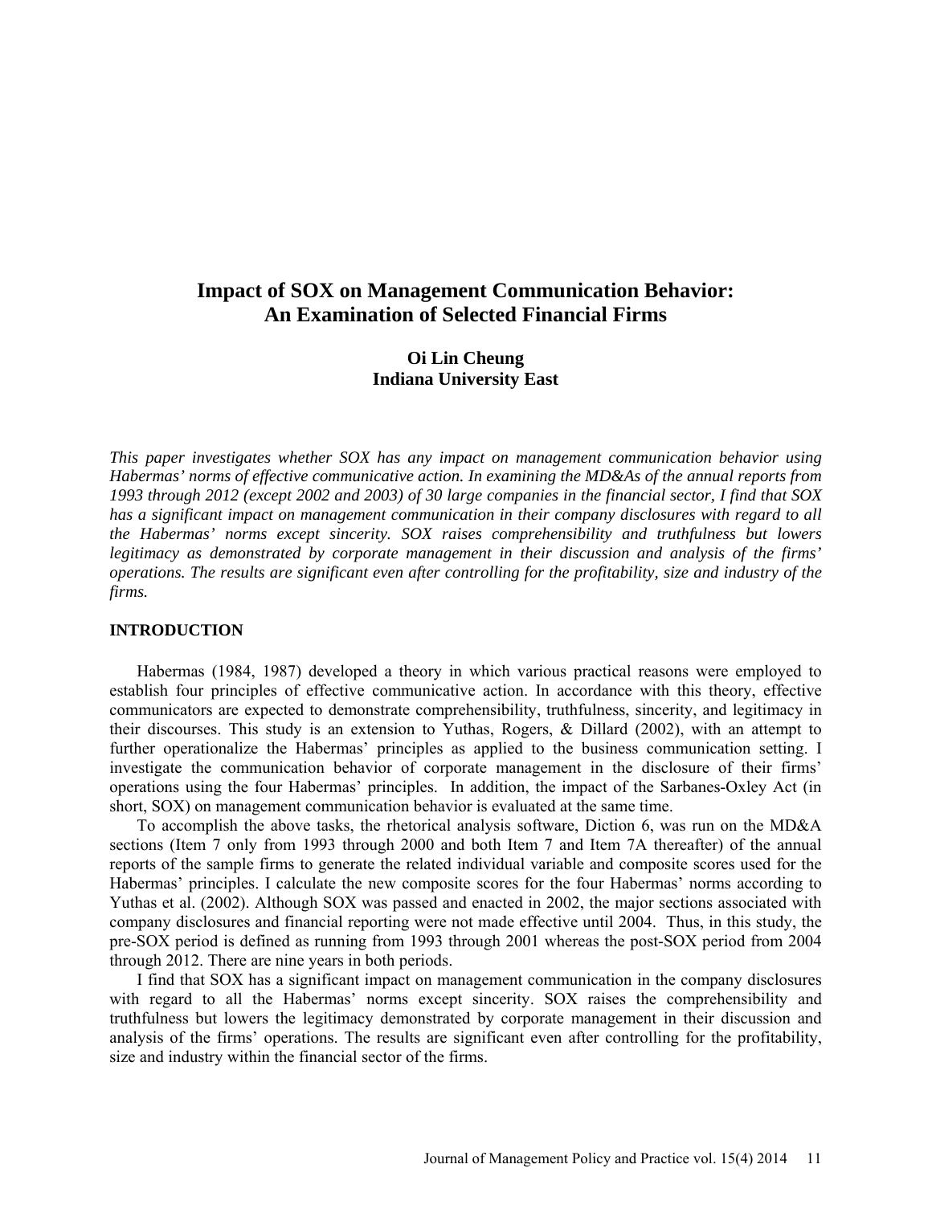# Impact of SOX on Management Communication Behavior: An Examination of Selected Financial Firms

**Oi Lin Cheung**
**Indiana University East**

*This paper investigates whether SOX has any impact on management communication behavior using Habermas' norms of effective communicative action. In examining the MD&As of the annual reports from 1993 through 2012 (except 2002 and 2003) of 30 large companies in the financial sector, I find that SOX has a significant impact on management communication in their company disclosures with regard to all the Habermas' norms except sincerity. SOX raises comprehensibility and truthfulness but lowers legitimacy as demonstrated by corporate management in their discussion and analysis of the firms' operations. The results are significant even after controlling for the profitability, size and industry of the firms.*

## INTRODUCTION

Habermas (1984, 1987) developed a theory in which various practical reasons were employed to establish four principles of effective communicative action. In accordance with this theory, effective communicators are expected to demonstrate comprehensibility, truthfulness, sincerity, and legitimacy in their discourses. This study is an extension to Yuthas, Rogers, & Dillard (2002), with an attempt to further operationalize the Habermas' principles as applied to the business communication setting. I investigate the communication behavior of corporate management in the disclosure of their firms' operations using the four Habermas' principles. In addition, the impact of the Sarbanes-Oxley Act (in short, SOX) on management communication behavior is evaluated at the same time.

To accomplish the above tasks, the rhetorical analysis software, Diction 6, was run on the MD&A sections (Item 7 only from 1993 through 2000 and both Item 7 and Item 7A thereafter) of the annual reports of the sample firms to generate the related individual variable and composite scores used for the Habermas' principles. I calculate the new composite scores for the four Habermas' norms according to Yuthas et al. (2002). Although SOX was passed and enacted in 2002, the major sections associated with company disclosures and financial reporting were not made effective until 2004. Thus, in this study, the pre-SOX period is defined as running from 1993 through 2001 whereas the post-SOX period from 2004 through 2012. There are nine years in both periods.

I find that SOX has a significant impact on management communication in the company disclosures with regard to all the Habermas' norms except sincerity. SOX raises the comprehensibility and truthfulness but lowers the legitimacy demonstrated by corporate management in their discussion and analysis of the firms' operations. The results are significant even after controlling for the profitability, size and industry within the financial sector of the firms.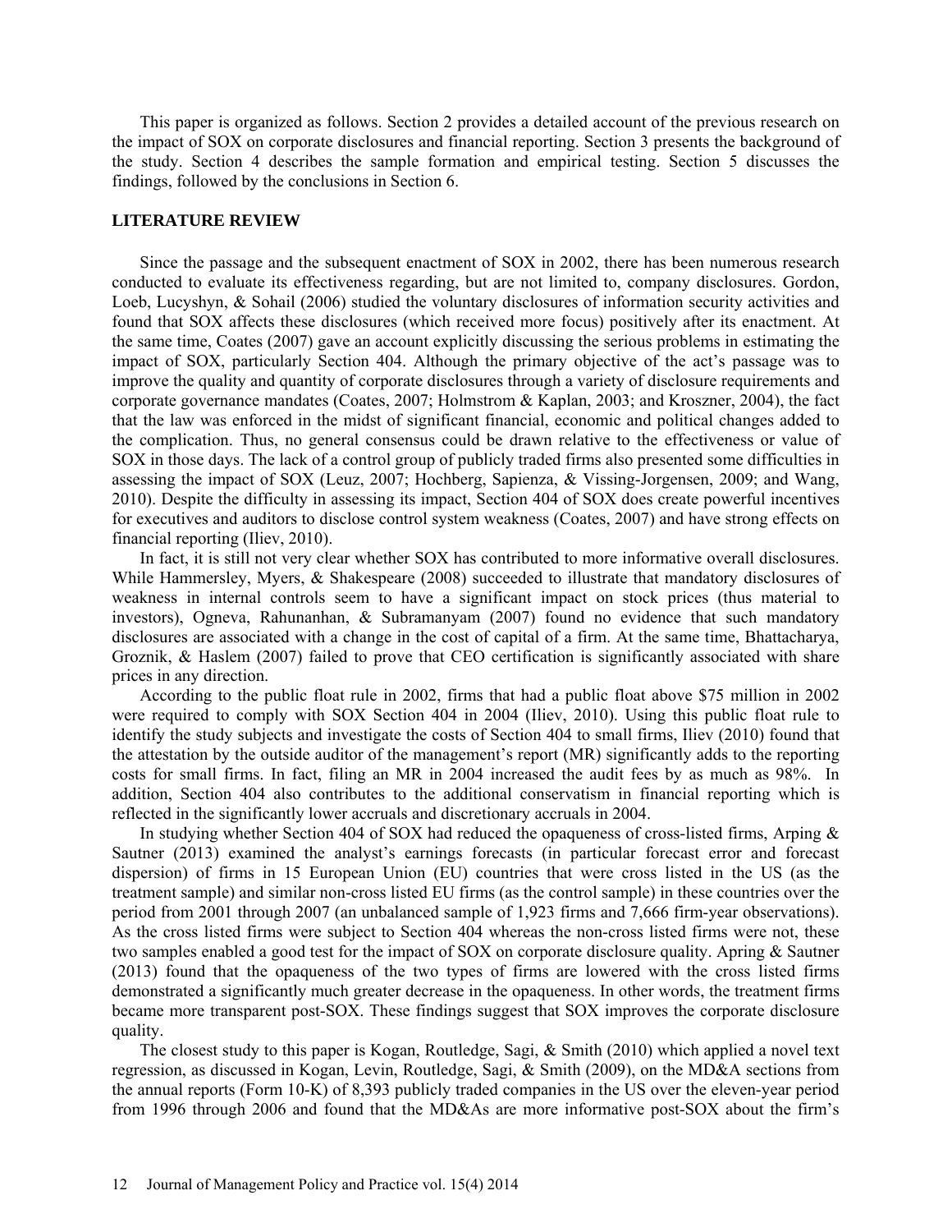This paper is organized as follows. Section 2 provides a detailed account of the previous research on the impact of SOX on corporate disclosures and financial reporting. Section 3 presents the background of the study. Section 4 describes the sample formation and empirical testing. Section 5 discusses the findings, followed by the conclusions in Section 6.

## LITERATURE REVIEW

Since the passage and the subsequent enactment of SOX in 2002, there has been numerous research conducted to evaluate its effectiveness regarding, but are not limited to, company disclosures. Gordon, Loeb, Lucyshyn, & Sohail (2006) studied the voluntary disclosures of information security activities and found that SOX affects these disclosures (which received more focus) positively after its enactment. At the same time, Coates (2007) gave an account explicitly discussing the serious problems in estimating the impact of SOX, particularly Section 404. Although the primary objective of the act's passage was to improve the quality and quantity of corporate disclosures through a variety of disclosure requirements and corporate governance mandates (Coates, 2007; Holmstrom & Kaplan, 2003; and Kroszner, 2004), the fact that the law was enforced in the midst of significant financial, economic and political changes added to the complication. Thus, no general consensus could be drawn relative to the effectiveness or value of SOX in those days. The lack of a control group of publicly traded firms also presented some difficulties in assessing the impact of SOX (Leuz, 2007; Hochberg, Sapienza, & Vissing-Jorgensen, 2009; and Wang, 2010). Despite the difficulty in assessing its impact, Section 404 of SOX does create powerful incentives for executives and auditors to disclose control system weakness (Coates, 2007) and have strong effects on financial reporting (Iliev, 2010).

In fact, it is still not very clear whether SOX has contributed to more informative overall disclosures. While Hammersley, Myers, & Shakespeare (2008) succeeded to illustrate that mandatory disclosures of weakness in internal controls seem to have a significant impact on stock prices (thus material to investors), Ogneva, Rahunanhan, & Subramanyam (2007) found no evidence that such mandatory disclosures are associated with a change in the cost of capital of a firm. At the same time, Bhattacharya, Groznik, & Haslem (2007) failed to prove that CEO certification is significantly associated with share prices in any direction.

According to the public float rule in 2002, firms that had a public float above $75 million in 2002 were required to comply with SOX Section 404 in 2004 (Iliev, 2010). Using this public float rule to identify the study subjects and investigate the costs of Section 404 to small firms, Iliev (2010) found that the attestation by the outside auditor of the management's report (MR) significantly adds to the reporting costs for small firms. In fact, filing an MR in 2004 increased the audit fees by as much as 98%. In addition, Section 404 also contributes to the additional conservatism in financial reporting which is reflected in the significantly lower accruals and discretionary accruals in 2004.

In studying whether Section 404 of SOX had reduced the opaqueness of cross-listed firms, Arping & Sautner (2013) examined the analyst's earnings forecasts (in particular forecast error and forecast dispersion) of firms in 15 European Union (EU) countries that were cross listed in the US (as the treatment sample) and similar non-cross listed EU firms (as the control sample) in these countries over the period from 2001 through 2007 (an unbalanced sample of 1,923 firms and 7,666 firm-year observations). As the cross listed firms were subject to Section 404 whereas the non-cross listed firms were not, these two samples enabled a good test for the impact of SOX on corporate disclosure quality. Apring & Sautner (2013) found that the opaqueness of the two types of firms are lowered with the cross listed firms demonstrated a significantly much greater decrease in the opaqueness. In other words, the treatment firms became more transparent post-SOX. These findings suggest that SOX improves the corporate disclosure quality.

The closest study to this paper is Kogan, Routledge, Sagi, & Smith (2010) which applied a novel text regression, as discussed in Kogan, Levin, Routledge, Sagi, & Smith (2009), on the MD&A sections from the annual reports (Form 10-K) of 8,393 publicly traded companies in the US over the eleven-year period from 1996 through 2006 and found that the MD&As are more informative post-SOX about the firm's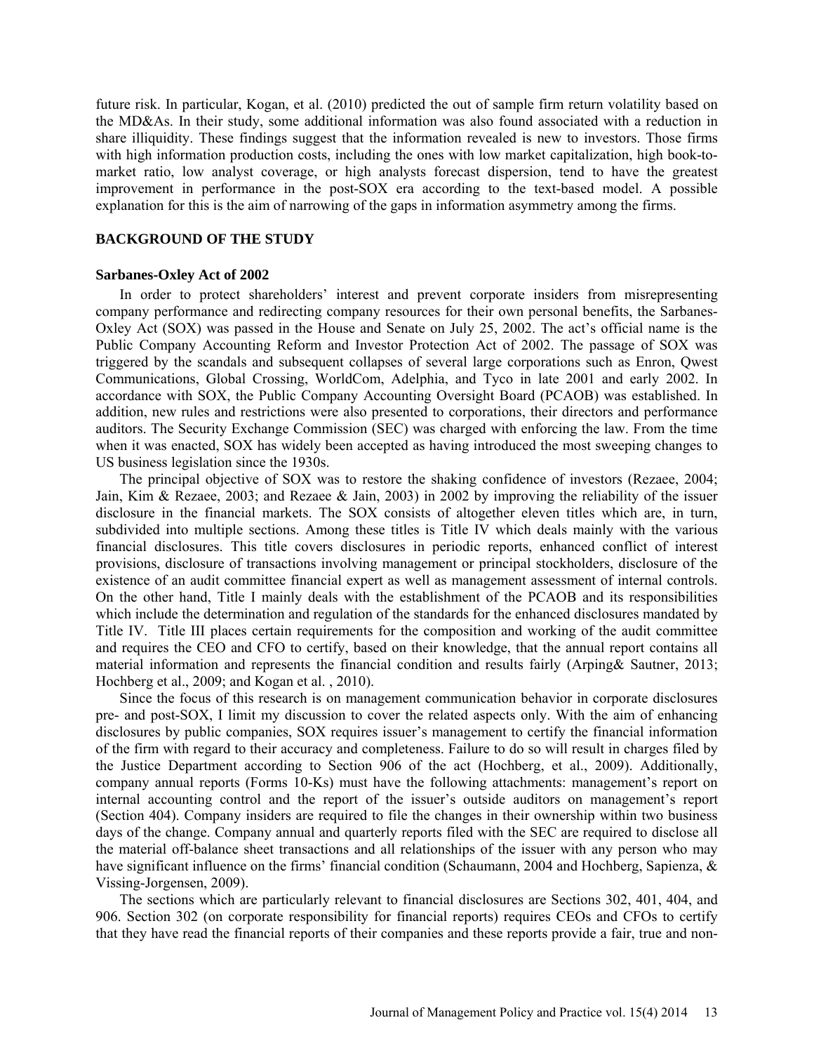future risk. In particular, Kogan, et al. (2010) predicted the out of sample firm return volatility based on the MD&As. In their study, some additional information was also found associated with a reduction in share illiquidity. These findings suggest that the information revealed is new to investors. Those firms with high information production costs, including the ones with low market capitalization, high book-to-market ratio, low analyst coverage, or high analysts forecast dispersion, tend to have the greatest improvement in performance in the post-SOX era according to the text-based model. A possible explanation for this is the aim of narrowing of the gaps in information asymmetry among the firms.

## BACKGROUND OF THE STUDY

### Sarbanes-Oxley Act of 2002

In order to protect shareholders' interest and prevent corporate insiders from misrepresenting company performance and redirecting company resources for their own personal benefits, the Sarbanes-Oxley Act (SOX) was passed in the House and Senate on July 25, 2002. The act's official name is the Public Company Accounting Reform and Investor Protection Act of 2002. The passage of SOX was triggered by the scandals and subsequent collapses of several large corporations such as Enron, Qwest Communications, Global Crossing, WorldCom, Adelphia, and Tyco in late 2001 and early 2002. In accordance with SOX, the Public Company Accounting Oversight Board (PCAOB) was established. In addition, new rules and restrictions were also presented to corporations, their directors and performance auditors. The Security Exchange Commission (SEC) was charged with enforcing the law. From the time when it was enacted, SOX has widely been accepted as having introduced the most sweeping changes to US business legislation since the 1930s.

The principal objective of SOX was to restore the shaking confidence of investors (Rezaee, 2004; Jain, Kim & Rezaee, 2003; and Rezaee & Jain, 2003) in 2002 by improving the reliability of the issuer disclosure in the financial markets. The SOX consists of altogether eleven titles which are, in turn, subdivided into multiple sections. Among these titles is Title IV which deals mainly with the various financial disclosures. This title covers disclosures in periodic reports, enhanced conflict of interest provisions, disclosure of transactions involving management or principal stockholders, disclosure of the existence of an audit committee financial expert as well as management assessment of internal controls. On the other hand, Title I mainly deals with the establishment of the PCAOB and its responsibilities which include the determination and regulation of the standards for the enhanced disclosures mandated by Title IV. Title III places certain requirements for the composition and working of the audit committee and requires the CEO and CFO to certify, based on their knowledge, that the annual report contains all material information and represents the financial condition and results fairly (Arping& Sautner, 2013; Hochberg et al., 2009; and Kogan et al. , 2010).

Since the focus of this research is on management communication behavior in corporate disclosures pre- and post-SOX, I limit my discussion to cover the related aspects only. With the aim of enhancing disclosures by public companies, SOX requires issuer's management to certify the financial information of the firm with regard to their accuracy and completeness. Failure to do so will result in charges filed by the Justice Department according to Section 906 of the act (Hochberg, et al., 2009). Additionally, company annual reports (Forms 10-Ks) must have the following attachments: management's report on internal accounting control and the report of the issuer's outside auditors on management's report (Section 404). Company insiders are required to file the changes in their ownership within two business days of the change. Company annual and quarterly reports filed with the SEC are required to disclose all the material off-balance sheet transactions and all relationships of the issuer with any person who may have significant influence on the firms' financial condition (Schaumann, 2004 and Hochberg, Sapienza, & Vissing-Jorgensen, 2009).

The sections which are particularly relevant to financial disclosures are Sections 302, 401, 404, and 906. Section 302 (on corporate responsibility for financial reports) requires CEOs and CFOs to certify that they have read the financial reports of their companies and these reports provide a fair, true and non-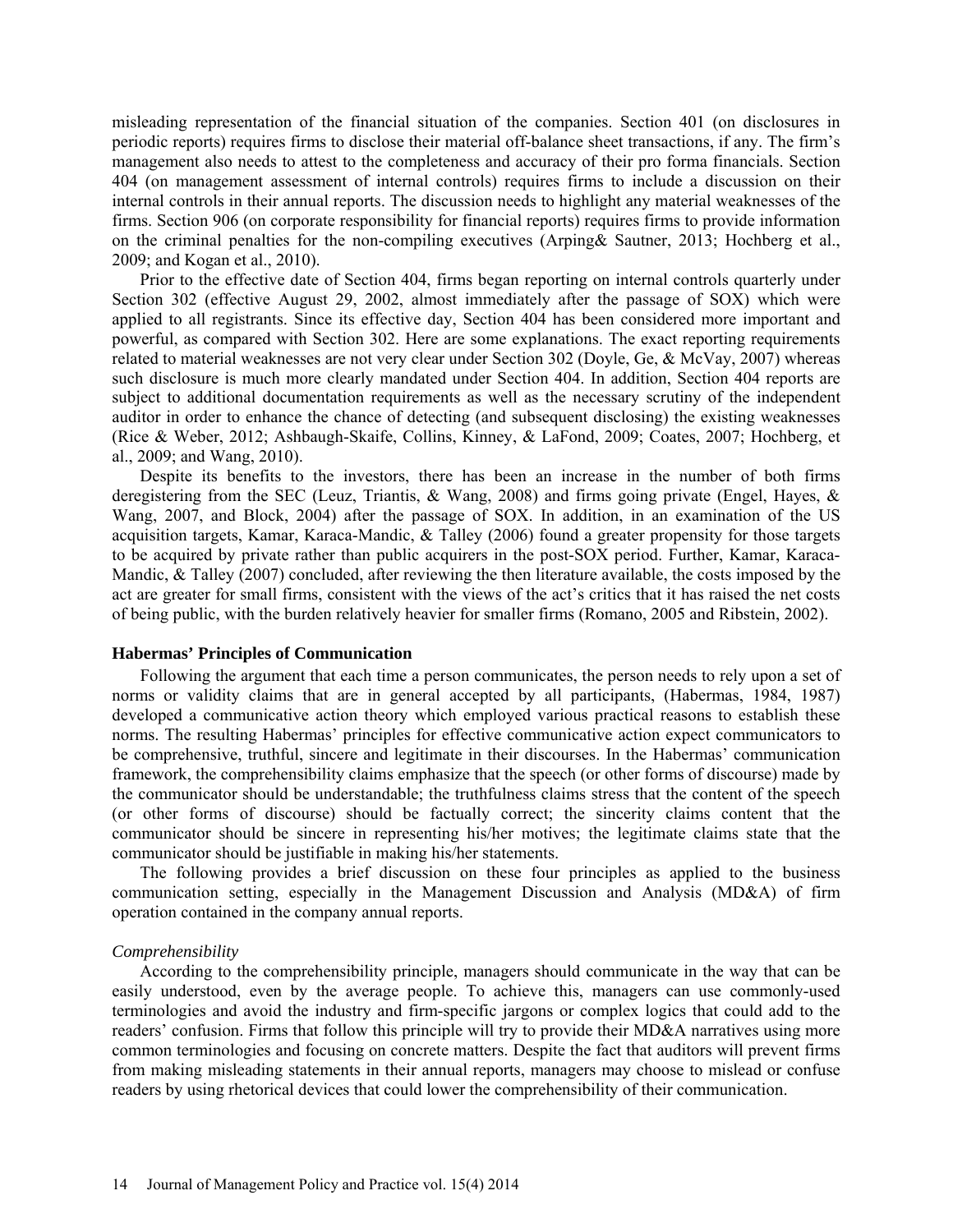misleading representation of the financial situation of the companies. Section 401 (on disclosures in periodic reports) requires firms to disclose their material off-balance sheet transactions, if any. The firm's management also needs to attest to the completeness and accuracy of their pro forma financials. Section 404 (on management assessment of internal controls) requires firms to include a discussion on their internal controls in their annual reports. The discussion needs to highlight any material weaknesses of the firms. Section 906 (on corporate responsibility for financial reports) requires firms to provide information on the criminal penalties for the non-compiling executives (Arping& Sautner, 2013; Hochberg et al., 2009; and Kogan et al., 2010).

Prior to the effective date of Section 404, firms began reporting on internal controls quarterly under Section 302 (effective August 29, 2002, almost immediately after the passage of SOX) which were applied to all registrants. Since its effective day, Section 404 has been considered more important and powerful, as compared with Section 302. Here are some explanations. The exact reporting requirements related to material weaknesses are not very clear under Section 302 (Doyle, Ge, & McVay, 2007) whereas such disclosure is much more clearly mandated under Section 404. In addition, Section 404 reports are subject to additional documentation requirements as well as the necessary scrutiny of the independent auditor in order to enhance the chance of detecting (and subsequent disclosing) the existing weaknesses (Rice & Weber, 2012; Ashbaugh-Skaife, Collins, Kinney, & LaFond, 2009; Coates, 2007; Hochberg, et al., 2009; and Wang, 2010).

Despite its benefits to the investors, there has been an increase in the number of both firms deregistering from the SEC (Leuz, Triantis, & Wang, 2008) and firms going private (Engel, Hayes, & Wang, 2007, and Block, 2004) after the passage of SOX. In addition, in an examination of the US acquisition targets, Kamar, Karaca-Mandic, & Talley (2006) found a greater propensity for those targets to be acquired by private rather than public acquirers in the post-SOX period. Further, Kamar, Karaca-Mandic, & Talley (2007) concluded, after reviewing the then literature available, the costs imposed by the act are greater for small firms, consistent with the views of the act's critics that it has raised the net costs of being public, with the burden relatively heavier for smaller firms (Romano, 2005 and Ribstein, 2002).

**Habermas' Principles of Communication**

Following the argument that each time a person communicates, the person needs to rely upon a set of norms or validity claims that are in general accepted by all participants, (Habermas, 1984, 1987) developed a communicative action theory which employed various practical reasons to establish these norms. The resulting Habermas' principles for effective communicative action expect communicators to be comprehensive, truthful, sincere and legitimate in their discourses. In the Habermas' communication framework, the comprehensibility claims emphasize that the speech (or other forms of discourse) made by the communicator should be understandable; the truthfulness claims stress that the content of the speech (or other forms of discourse) should be factually correct; the sincerity claims content that the communicator should be sincere in representing his/her motives; the legitimate claims state that the communicator should be justifiable in making his/her statements.

The following provides a brief discussion on these four principles as applied to the business communication setting, especially in the Management Discussion and Analysis (MD&A) of firm operation contained in the company annual reports.

*Comprehensibility*

According to the comprehensibility principle, managers should communicate in the way that can be easily understood, even by the average people. To achieve this, managers can use commonly-used terminologies and avoid the industry and firm-specific jargons or complex logics that could add to the readers' confusion. Firms that follow this principle will try to provide their MD&A narratives using more common terminologies and focusing on concrete matters. Despite the fact that auditors will prevent firms from making misleading statements in their annual reports, managers may choose to mislead or confuse readers by using rhetorical devices that could lower the comprehensibility of their communication.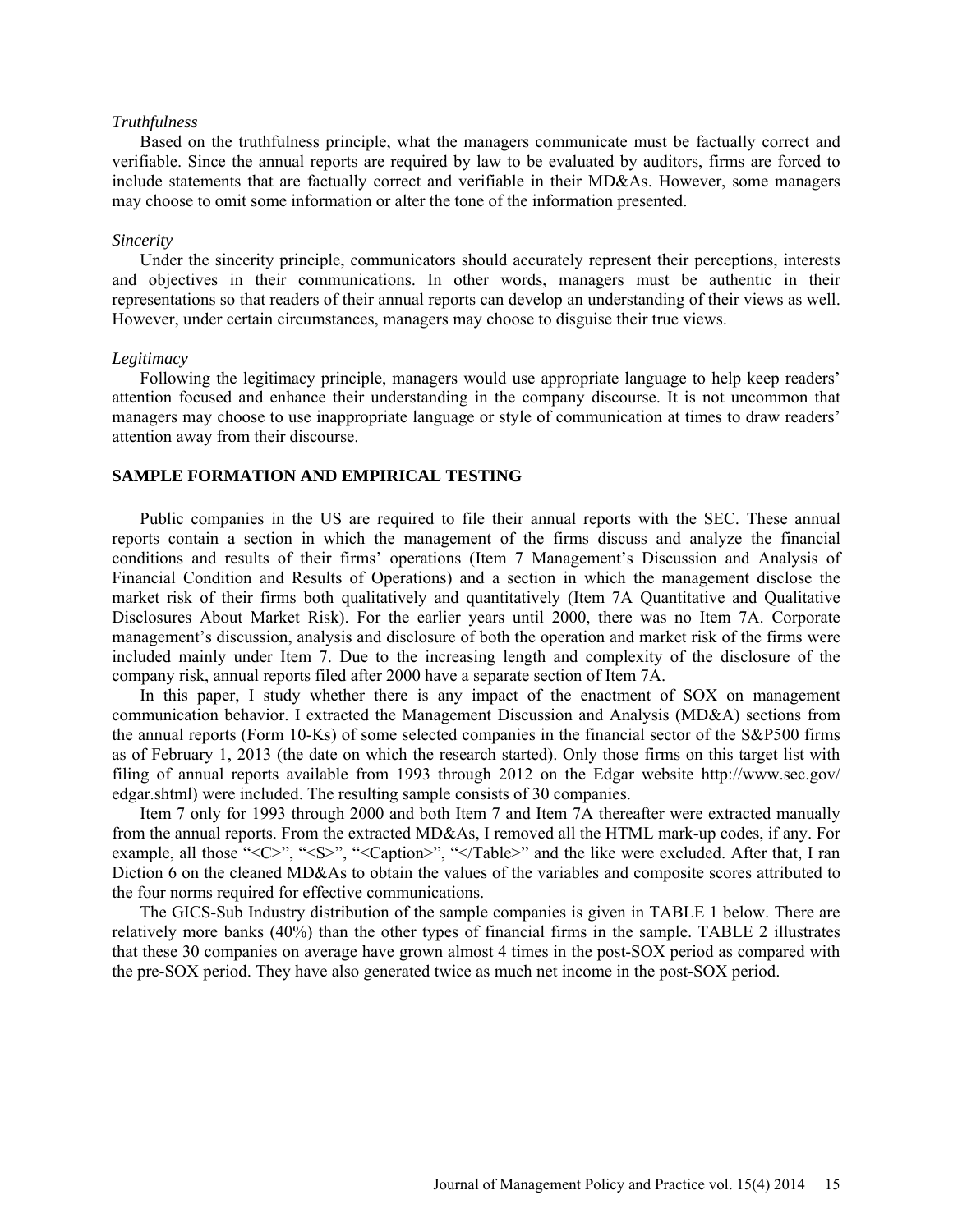*Truthfulness*

Based on the truthfulness principle, what the managers communicate must be factually correct and verifiable. Since the annual reports are required by law to be evaluated by auditors, firms are forced to include statements that are factually correct and verifiable in their MD&As. However, some managers may choose to omit some information or alter the tone of the information presented.

*Sincerity*

Under the sincerity principle, communicators should accurately represent their perceptions, interests and objectives in their communications. In other words, managers must be authentic in their representations so that readers of their annual reports can develop an understanding of their views as well. However, under certain circumstances, managers may choose to disguise their true views.

*Legitimacy*

Following the legitimacy principle, managers would use appropriate language to help keep readers' attention focused and enhance their understanding in the company discourse. It is not uncommon that managers may choose to use inappropriate language or style of communication at times to draw readers' attention away from their discourse.

## SAMPLE FORMATION AND EMPIRICAL TESTING

Public companies in the US are required to file their annual reports with the SEC. These annual reports contain a section in which the management of the firms discuss and analyze the financial conditions and results of their firms' operations (Item 7 Management's Discussion and Analysis of Financial Condition and Results of Operations) and a section in which the management disclose the market risk of their firms both qualitatively and quantitatively (Item 7A Quantitative and Qualitative Disclosures About Market Risk). For the earlier years until 2000, there was no Item 7A. Corporate management's discussion, analysis and disclosure of both the operation and market risk of the firms were included mainly under Item 7. Due to the increasing length and complexity of the disclosure of the company risk, annual reports filed after 2000 have a separate section of Item 7A.

In this paper, I study whether there is any impact of the enactment of SOX on management communication behavior. I extracted the Management Discussion and Analysis (MD&A) sections from the annual reports (Form 10-Ks) of some selected companies in the financial sector of the S&P500 firms as of February 1, 2013 (the date on which the research started). Only those firms on this target list with filing of annual reports available from 1993 through 2012 on the Edgar website http://www.sec.gov/edgar.shtml) were included. The resulting sample consists of 30 companies.

Item 7 only for 1993 through 2000 and both Item 7 and Item 7A thereafter were extracted manually from the annual reports. From the extracted MD&As, I removed all the HTML mark-up codes, if any. For example, all those "<C>", "<S>", "<Caption>", "</Table>" and the like were excluded. After that, I ran Diction 6 on the cleaned MD&As to obtain the values of the variables and composite scores attributed to the four norms required for effective communications.

The GICS-Sub Industry distribution of the sample companies is given in TABLE 1 below. There are relatively more banks (40%) than the other types of financial firms in the sample. TABLE 2 illustrates that these 30 companies on average have grown almost 4 times in the post-SOX period as compared with the pre-SOX period. They have also generated twice as much net income in the post-SOX period.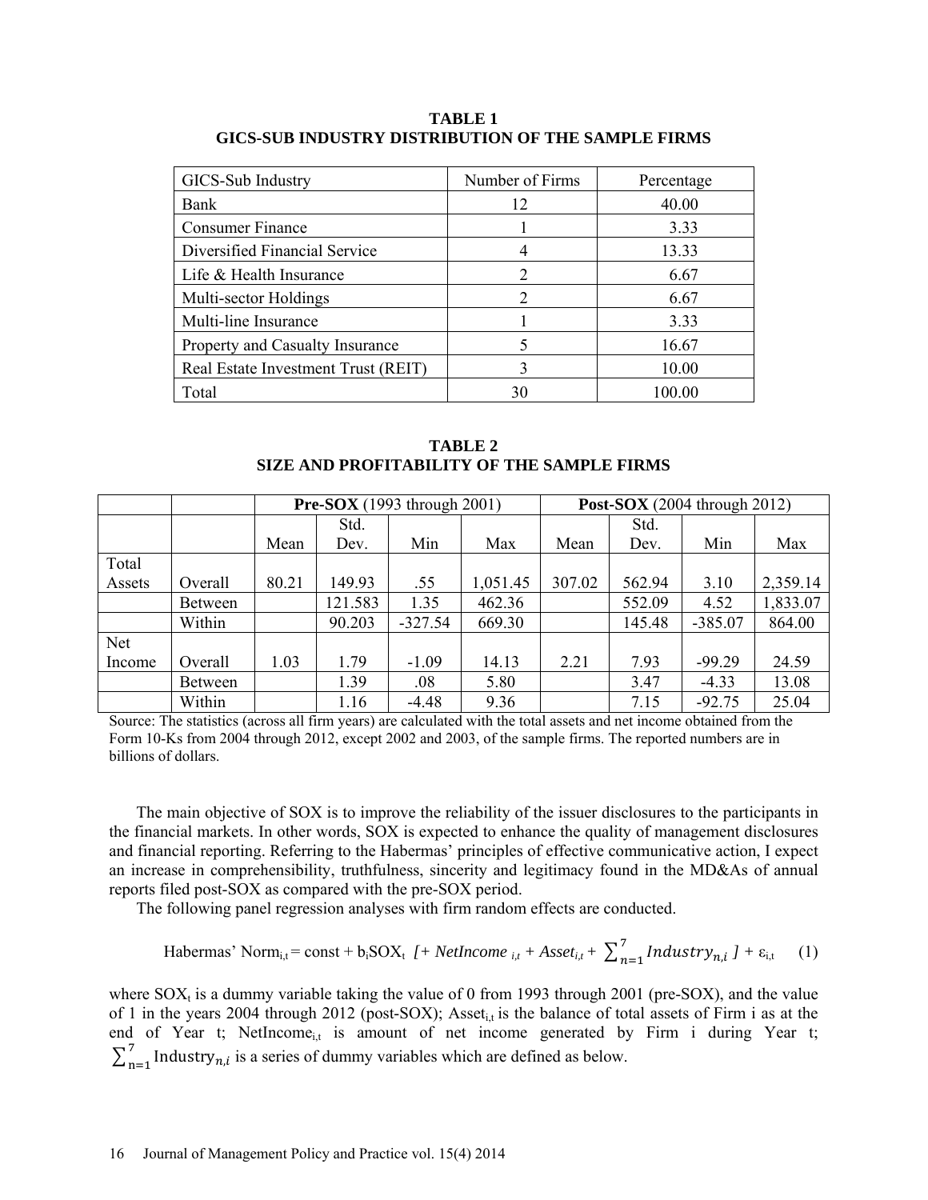**TABLE 1**
**GICS-SUB INDUSTRY DISTRIBUTION OF THE SAMPLE FIRMS**

| GICS-Sub Industry | Number of Firms | Percentage |
|---|---|---|
| Bank | 12 | 40.00 |
| Consumer Finance | 1 | 3.33 |
| Diversified Financial Service | 4 | 13.33 |
| Life & Health Insurance | 2 | 6.67 |
| Multi-sector Holdings | 2 | 6.67 |
| Multi-line Insurance | 1 | 3.33 |
| Property and Casualty Insurance | 5 | 16.67 |
| Real Estate Investment Trust (REIT) | 3 | 10.00 |
| Total | 30 | 100.00 |

**TABLE 2**
**SIZE AND PROFITABILITY OF THE SAMPLE FIRMS**

| | | **Pre-SOX** (1993 through 2001) | | | | **Post-SOX** (2004 through 2012) | | | |
|---|---|---|---|---|---|---|---|---|---|
| | | Mean | Std. Dev. | Min | Max | Mean | Std. Dev. | Min | Max |
| Total Assets | Overall | 80.21 | 149.93 | .55 | 1,051.45 | 307.02 | 562.94 | 3.10 | 2,359.14 |
| | Between | | 121.583 | 1.35 | 462.36 | | 552.09 | 4.52 | 1,833.07 |
| | Within | | 90.203 | -327.54 | 669.30 | | 145.48 | -385.07 | 864.00 |
| Net Income | Overall | 1.03 | 1.79 | -1.09 | 14.13 | 2.21 | 7.93 | -99.29 | 24.59 |
| | Between | | 1.39 | .08 | 5.80 | | 3.47 | -4.33 | 13.08 |
| | Within | | 1.16 | -4.48 | 9.36 | | 7.15 | -92.75 | 25.04 |

Source: The statistics (across all firm years) are calculated with the total assets and net income obtained from the Form 10-Ks from 2004 through 2012, except 2002 and 2003, of the sample firms. The reported numbers are in billions of dollars.

The main objective of SOX is to improve the reliability of the issuer disclosures to the participants in the financial markets. In other words, SOX is expected to enhance the quality of management disclosures and financial reporting. Referring to the Habermas' principles of effective communicative action, I expect an increase in comprehensibility, truthfulness, sincerity and legitimacy found in the MD&As of annual reports filed post-SOX as compared with the pre-SOX period.

The following panel regression analyses with firm random effects are conducted.

$$\text{Habermas' Norm}_{i,t} = \text{const} + b_i \text{SOX}_t \ [+ \ NetIncome_{i,t} + Asset_{i,t} + \sum_{n=1}^{7} Industry_{n,i} \ ] + \varepsilon_{i,t} \quad (1)$$

where $SOX_t$ is a dummy variable taking the value of 0 from 1993 through 2001 (pre-SOX), and the value of 1 in the years 2004 through 2012 (post-SOX); $Asset_{i,t}$ is the balance of total assets of Firm i as at the end of Year t; $NetIncome_{i,t}$ is amount of net income generated by Firm i during Year t; $\sum_{n=1}^{7} \text{Industry}_{n,i}$ is a series of dummy variables which are defined as below.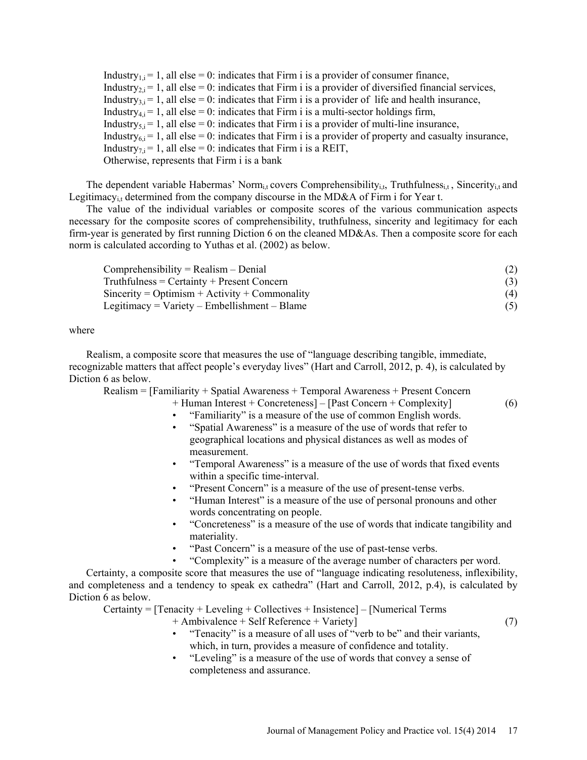$Industry_{1,i} = 1$, all else = 0: indicates that Firm i is a provider of consumer finance,
$Industry_{2,i} = 1$, all else = 0: indicates that Firm i is a provider of diversified financial services,
$Industry_{3,i} = 1$, all else = 0: indicates that Firm i is a provider of life and health insurance,
$Industry_{4,i} = 1$, all else = 0: indicates that Firm i is a multi-sector holdings firm,
$Industry_{5,i} = 1$, all else = 0: indicates that Firm i is a provider of multi-line insurance,
$Industry_{6,i} = 1$, all else = 0: indicates that Firm i is a provider of property and casualty insurance,
$Industry_{7,i} = 1$, all else = 0: indicates that Firm i is a REIT,
Otherwise, represents that Firm i is a bank

The dependent variable Habermas' $Norm_{i,t}$ covers $Comprehensibility_{i,t}$, $Truthfulness_{i,t}$, $Sincerity_{i,t}$ and $Legitimacy_{i,t}$ determined from the company discourse in the MD&A of Firm i for Year t.

The value of the individual variables or composite scores of the various communication aspects necessary for the composite scores of comprehensibility, truthfulness, sincerity and legitimacy for each firm-year is generated by first running Diction 6 on the cleaned MD&As. Then a composite score for each norm is calculated according to Yuthas et al. (2002) as below.

$$\text{Comprehensibility} = \text{Realism} - \text{Denial} \tag{2}$$

$$\text{Truthfulness} = \text{Certainty} + \text{Present Concern} \tag{3}$$

$$\text{Sincerity} = \text{Optimism} + \text{Activity} + \text{Commonality} \tag{4}$$

$$\text{Legitimacy} = \text{Variety} - \text{Embellishment} - \text{Blame} \tag{5}$$

where

Realism, a composite score that measures the use of "language describing tangible, immediate, recognizable matters that affect people's everyday lives" (Hart and Carroll, 2012, p. 4), is calculated by Diction 6 as below.

$$\text{Realism} = [\text{Familiarity} + \text{Spatial Awareness} + \text{Temporal Awareness} + \text{Present Concern} + \text{Human Interest} + \text{Concreteness}] - [\text{Past Concern} + \text{Complexity}] \tag{6}$$

- "Familiarity" is a measure of the use of common English words.
- "Spatial Awareness" is a measure of the use of words that refer to geographical locations and physical distances as well as modes of measurement.
- "Temporal Awareness" is a measure of the use of words that fixed events within a specific time-interval.
- "Present Concern" is a measure of the use of present-tense verbs.
- "Human Interest" is a measure of the use of personal pronouns and other words concentrating on people.
- "Concreteness" is a measure of the use of words that indicate tangibility and materiality.
- "Past Concern" is a measure of the use of past-tense verbs.
- "Complexity" is a measure of the average number of characters per word.

Certainty, a composite score that measures the use of "language indicating resoluteness, inflexibility, and completeness and a tendency to speak ex cathedra" (Hart and Carroll, 2012, p.4), is calculated by Diction 6 as below.

$$\text{Certainty} = [\text{Tenacity} + \text{Leveling} + \text{Collectives} + \text{Insistence}] - [\text{Numerical Terms} + \text{Ambivalence} + \text{Self Reference} + \text{Variety}] \tag{7}$$

- "Tenacity" is a measure of all uses of "verb to be" and their variants, which, in turn, provides a measure of confidence and totality.
- "Leveling" is a measure of the use of words that convey a sense of completeness and assurance.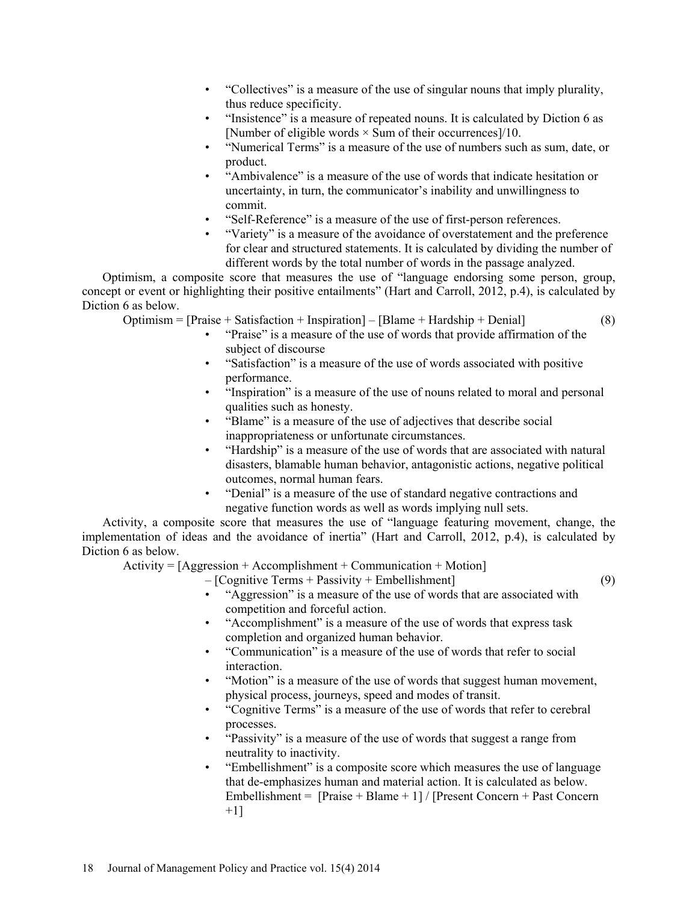- "Collectives" is a measure of the use of singular nouns that imply plurality, thus reduce specificity.
- "Insistence" is a measure of repeated nouns. It is calculated by Diction 6 as [Number of eligible words × Sum of their occurrences]/10.
- "Numerical Terms" is a measure of the use of numbers such as sum, date, or product.
- "Ambivalence" is a measure of the use of words that indicate hesitation or uncertainty, in turn, the communicator's inability and unwillingness to commit.
- "Self-Reference" is a measure of the use of first-person references.
- "Variety" is a measure of the avoidance of overstatement and the preference for clear and structured statements. It is calculated by dividing the number of different words by the total number of words in the passage analyzed.

Optimism, a composite score that measures the use of "language endorsing some person, group, concept or event or highlighting their positive entailments" (Hart and Carroll, 2012, p.4), is calculated by Diction 6 as below.

$$\text{Optimism} = [\text{Praise} + \text{Satisfaction} + \text{Inspiration}] - [\text{Blame} + \text{Hardship} + \text{Denial}] \quad (8)$$

- "Praise" is a measure of the use of words that provide affirmation of the subject of discourse
- "Satisfaction" is a measure of the use of words associated with positive performance.
- "Inspiration" is a measure of the use of nouns related to moral and personal qualities such as honesty.
- "Blame" is a measure of the use of adjectives that describe social inappropriateness or unfortunate circumstances.
- "Hardship" is a measure of the use of words that are associated with natural disasters, blamable human behavior, antagonistic actions, negative political outcomes, normal human fears.
- "Denial" is a measure of the use of standard negative contractions and negative function words as well as words implying null sets.

Activity, a composite score that measures the use of "language featuring movement, change, the implementation of ideas and the avoidance of inertia" (Hart and Carroll, 2012, p.4), is calculated by Diction 6 as below.

$$\text{Activity} = [\text{Aggression} + \text{Accomplishment} + \text{Communication} + \text{Motion}] - [\text{Cognitive Terms} + \text{Passivity} + \text{Embellishment}] \quad (9)$$

- "Aggression" is a measure of the use of words that are associated with competition and forceful action.
- "Accomplishment" is a measure of the use of words that express task completion and organized human behavior.
- "Communication" is a measure of the use of words that refer to social interaction.
- "Motion" is a measure of the use of words that suggest human movement, physical process, journeys, speed and modes of transit.
- "Cognitive Terms" is a measure of the use of words that refer to cerebral processes.
- "Passivity" is a measure of the use of words that suggest a range from neutrality to inactivity.
- "Embellishment" is a composite score which measures the use of language that de-emphasizes human and material action. It is calculated as below.
  $\text{Embellishment} = [\text{Praise} + \text{Blame} + 1] / [\text{Present Concern} + \text{Past Concern} + 1]$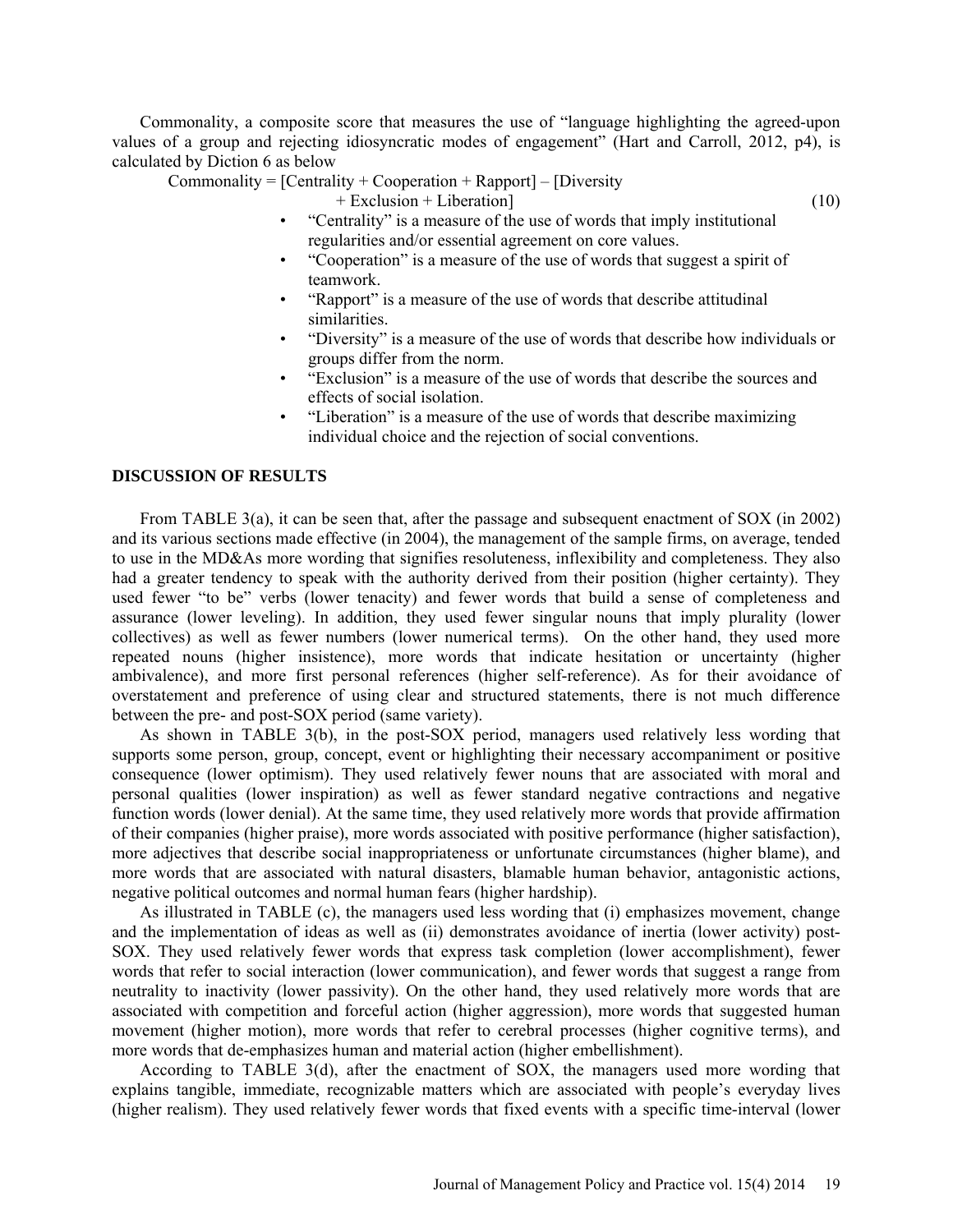Commonality, a composite score that measures the use of "language highlighting the agreed-upon values of a group and rejecting idiosyncratic modes of engagement" (Hart and Carroll, 2012, p4), is calculated by Diction 6 as below

$$\text{Commonality} = [\text{Centrality} + \text{Cooperation} + \text{Rapport}] - [\text{Diversity} + \text{Exclusion} + \text{Liberation}] \tag{10}$$

- "Centrality" is a measure of the use of words that imply institutional regularities and/or essential agreement on core values.
- "Cooperation" is a measure of the use of words that suggest a spirit of teamwork.
- "Rapport" is a measure of the use of words that describe attitudinal similarities.
- "Diversity" is a measure of the use of words that describe how individuals or groups differ from the norm.
- "Exclusion" is a measure of the use of words that describe the sources and effects of social isolation.
- "Liberation" is a measure of the use of words that describe maximizing individual choice and the rejection of social conventions.

## DISCUSSION OF RESULTS

From TABLE 3(a), it can be seen that, after the passage and subsequent enactment of SOX (in 2002) and its various sections made effective (in 2004), the management of the sample firms, on average, tended to use in the MD&As more wording that signifies resoluteness, inflexibility and completeness. They also had a greater tendency to speak with the authority derived from their position (higher certainty). They used fewer "to be" verbs (lower tenacity) and fewer words that build a sense of completeness and assurance (lower leveling). In addition, they used fewer singular nouns that imply plurality (lower collectives) as well as fewer numbers (lower numerical terms). On the other hand, they used more repeated nouns (higher insistence), more words that indicate hesitation or uncertainty (higher ambivalence), and more first personal references (higher self-reference). As for their avoidance of overstatement and preference of using clear and structured statements, there is not much difference between the pre- and post-SOX period (same variety).

As shown in TABLE 3(b), in the post-SOX period, managers used relatively less wording that supports some person, group, concept, event or highlighting their necessary accompaniment or positive consequence (lower optimism). They used relatively fewer nouns that are associated with moral and personal qualities (lower inspiration) as well as fewer standard negative contractions and negative function words (lower denial). At the same time, they used relatively more words that provide affirmation of their companies (higher praise), more words associated with positive performance (higher satisfaction), more adjectives that describe social inappropriateness or unfortunate circumstances (higher blame), and more words that are associated with natural disasters, blamable human behavior, antagonistic actions, negative political outcomes and normal human fears (higher hardship).

As illustrated in TABLE (c), the managers used less wording that (i) emphasizes movement, change and the implementation of ideas as well as (ii) demonstrates avoidance of inertia (lower activity) post-SOX. They used relatively fewer words that express task completion (lower accomplishment), fewer words that refer to social interaction (lower communication), and fewer words that suggest a range from neutrality to inactivity (lower passivity). On the other hand, they used relatively more words that are associated with competition and forceful action (higher aggression), more words that suggested human movement (higher motion), more words that refer to cerebral processes (higher cognitive terms), and more words that de-emphasizes human and material action (higher embellishment).

According to TABLE 3(d), after the enactment of SOX, the managers used more wording that explains tangible, immediate, recognizable matters which are associated with people's everyday lives (higher realism). They used relatively fewer words that fixed events with a specific time-interval (lower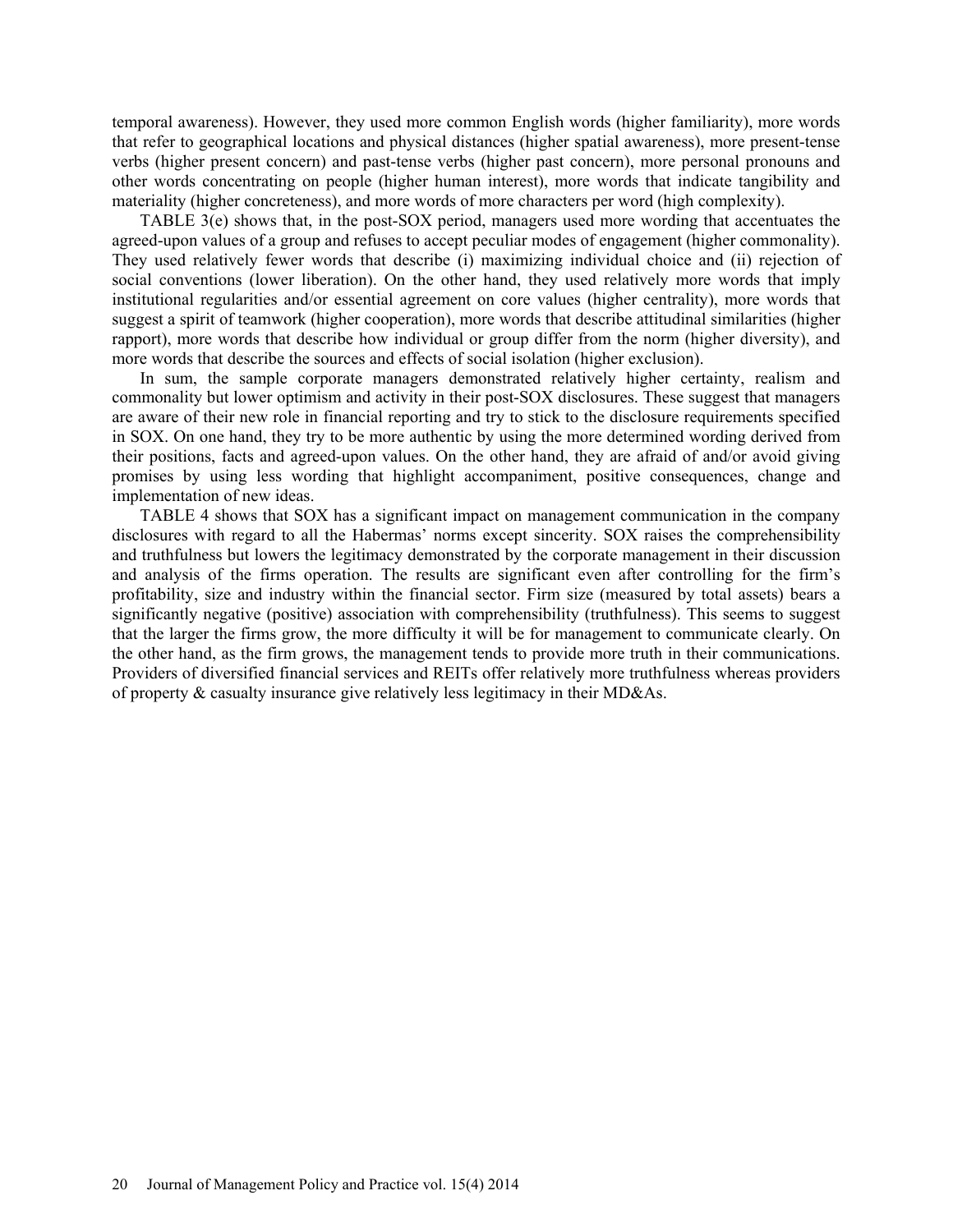temporal awareness). However, they used more common English words (higher familiarity), more words that refer to geographical locations and physical distances (higher spatial awareness), more present-tense verbs (higher present concern) and past-tense verbs (higher past concern), more personal pronouns and other words concentrating on people (higher human interest), more words that indicate tangibility and materiality (higher concreteness), and more words of more characters per word (high complexity).

TABLE 3(e) shows that, in the post-SOX period, managers used more wording that accentuates the agreed-upon values of a group and refuses to accept peculiar modes of engagement (higher commonality). They used relatively fewer words that describe (i) maximizing individual choice and (ii) rejection of social conventions (lower liberation). On the other hand, they used relatively more words that imply institutional regularities and/or essential agreement on core values (higher centrality), more words that suggest a spirit of teamwork (higher cooperation), more words that describe attitudinal similarities (higher rapport), more words that describe how individual or group differ from the norm (higher diversity), and more words that describe the sources and effects of social isolation (higher exclusion).

In sum, the sample corporate managers demonstrated relatively higher certainty, realism and commonality but lower optimism and activity in their post-SOX disclosures. These suggest that managers are aware of their new role in financial reporting and try to stick to the disclosure requirements specified in SOX. On one hand, they try to be more authentic by using the more determined wording derived from their positions, facts and agreed-upon values. On the other hand, they are afraid of and/or avoid giving promises by using less wording that highlight accompaniment, positive consequences, change and implementation of new ideas.

TABLE 4 shows that SOX has a significant impact on management communication in the company disclosures with regard to all the Habermas' norms except sincerity. SOX raises the comprehensibility and truthfulness but lowers the legitimacy demonstrated by the corporate management in their discussion and analysis of the firms operation. The results are significant even after controlling for the firm's profitability, size and industry within the financial sector. Firm size (measured by total assets) bears a significantly negative (positive) association with comprehensibility (truthfulness). This seems to suggest that the larger the firms grow, the more difficulty it will be for management to communicate clearly. On the other hand, as the firm grows, the management tends to provide more truth in their communications. Providers of diversified financial services and REITs offer relatively more truthfulness whereas providers of property & casualty insurance give relatively less legitimacy in their MD&As.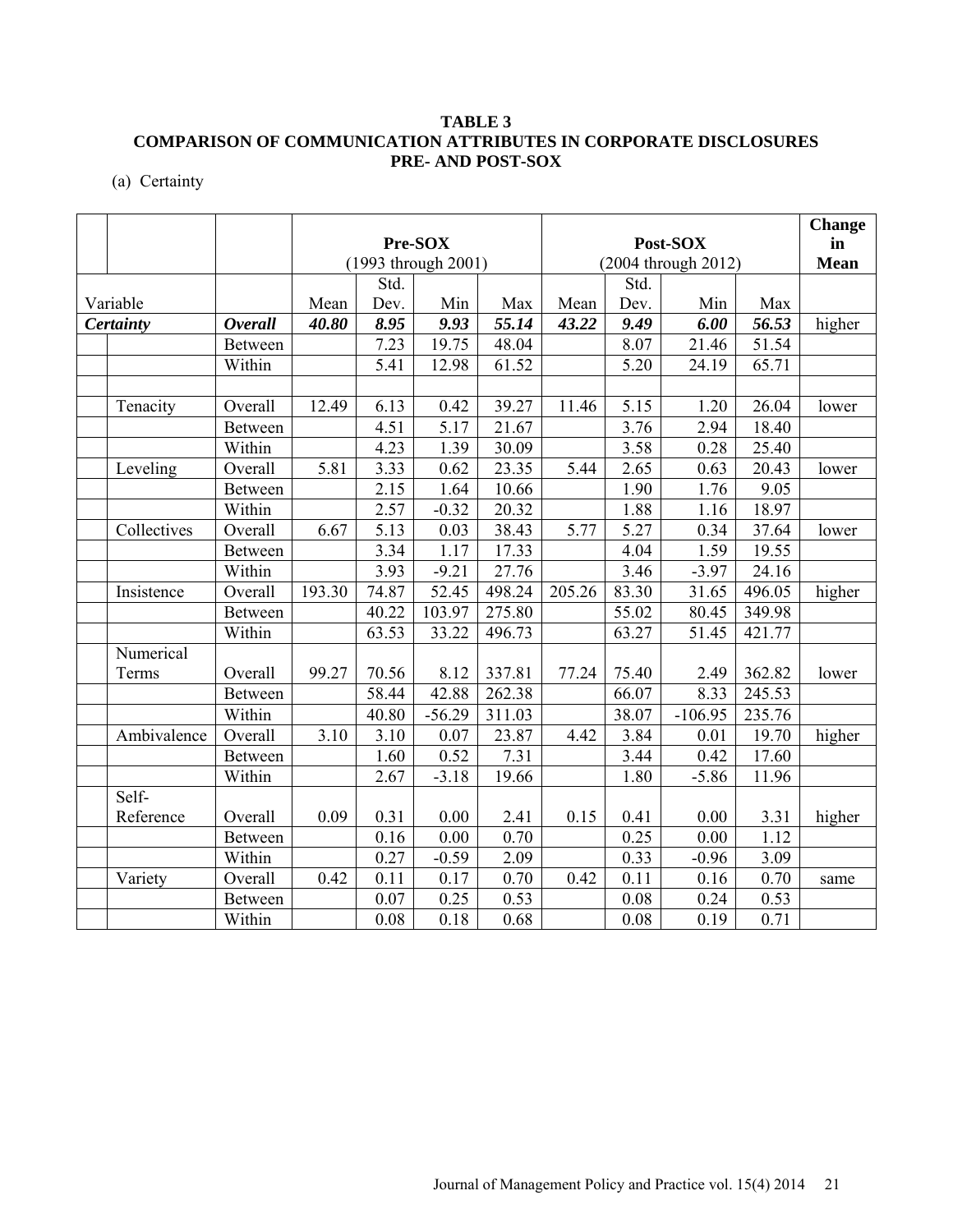**TABLE 3**
**COMPARISON OF COMMUNICATION ATTRIBUTES IN CORPORATE DISCLOSURES PRE- AND POST-SOX**

(a) Certainty

| Variable | | | Pre-SOX (1993 through 2001) | | | | Post-SOX (2004 through 2012) | | | | Change in Mean |
|---|---|---|---|---|---|---|---|---|---|---|---|
| | | | Mean | Std. Dev. | Min | Max | Mean | Std. Dev. | Min | Max | |
| ***Certainty*** | | ***Overall*** | ***40.80*** | ***8.95*** | ***9.93*** | ***55.14*** | ***43.22*** | ***9.49*** | ***6.00*** | ***56.53*** | higher |
| | | Between | | 7.23 | 19.75 | 48.04 | | 8.07 | 21.46 | 51.54 | |
| | | Within | | 5.41 | 12.98 | 61.52 | | 5.20 | 24.19 | 65.71 | |
| | | | | | | | | | | | |
| | Tenacity | Overall | 12.49 | 6.13 | 0.42 | 39.27 | 11.46 | 5.15 | 1.20 | 26.04 | lower |
| | | Between | | 4.51 | 5.17 | 21.67 | | 3.76 | 2.94 | 18.40 | |
| | | Within | | 4.23 | 1.39 | 30.09 | | 3.58 | 0.28 | 25.40 | |
| | Leveling | Overall | 5.81 | 3.33 | 0.62 | 23.35 | 5.44 | 2.65 | 0.63 | 20.43 | lower |
| | | Between | | 2.15 | 1.64 | 10.66 | | 1.90 | 1.76 | 9.05 | |
| | | Within | | 2.57 | -0.32 | 20.32 | | 1.88 | 1.16 | 18.97 | |
| | Collectives | Overall | 6.67 | 5.13 | 0.03 | 38.43 | 5.77 | 5.27 | 0.34 | 37.64 | lower |
| | | Between | | 3.34 | 1.17 | 17.33 | | 4.04 | 1.59 | 19.55 | |
| | | Within | | 3.93 | -9.21 | 27.76 | | 3.46 | -3.97 | 24.16 | |
| | Insistence | Overall | 193.30 | 74.87 | 52.45 | 498.24 | 205.26 | 83.30 | 31.65 | 496.05 | higher |
| | | Between | | 40.22 | 103.97 | 275.80 | | 55.02 | 80.45 | 349.98 | |
| | | Within | | 63.53 | 33.22 | 496.73 | | 63.27 | 51.45 | 421.77 | |
| | Numerical Terms | Overall | 99.27 | 70.56 | 8.12 | 337.81 | 77.24 | 75.40 | 2.49 | 362.82 | lower |
| | | Between | | 58.44 | 42.88 | 262.38 | | 66.07 | 8.33 | 245.53 | |
| | | Within | | 40.80 | -56.29 | 311.03 | | 38.07 | -106.95 | 235.76 | |
| | Ambivalence | Overall | 3.10 | 3.10 | 0.07 | 23.87 | 4.42 | 3.84 | 0.01 | 19.70 | higher |
| | | Between | | 1.60 | 0.52 | 7.31 | | 3.44 | 0.42 | 17.60 | |
| | | Within | | 2.67 | -3.18 | 19.66 | | 1.80 | -5.86 | 11.96 | |
| | Self-Reference | Overall | 0.09 | 0.31 | 0.00 | 2.41 | 0.15 | 0.41 | 0.00 | 3.31 | higher |
| | | Between | | 0.16 | 0.00 | 0.70 | | 0.25 | 0.00 | 1.12 | |
| | | Within | | 0.27 | -0.59 | 2.09 | | 0.33 | -0.96 | 3.09 | |
| | Variety | Overall | 0.42 | 0.11 | 0.17 | 0.70 | 0.42 | 0.11 | 0.16 | 0.70 | same |
| | | Between | | 0.07 | 0.25 | 0.53 | | 0.08 | 0.24 | 0.53 | |
| | | Within | | 0.08 | 0.18 | 0.68 | | 0.08 | 0.19 | 0.71 | |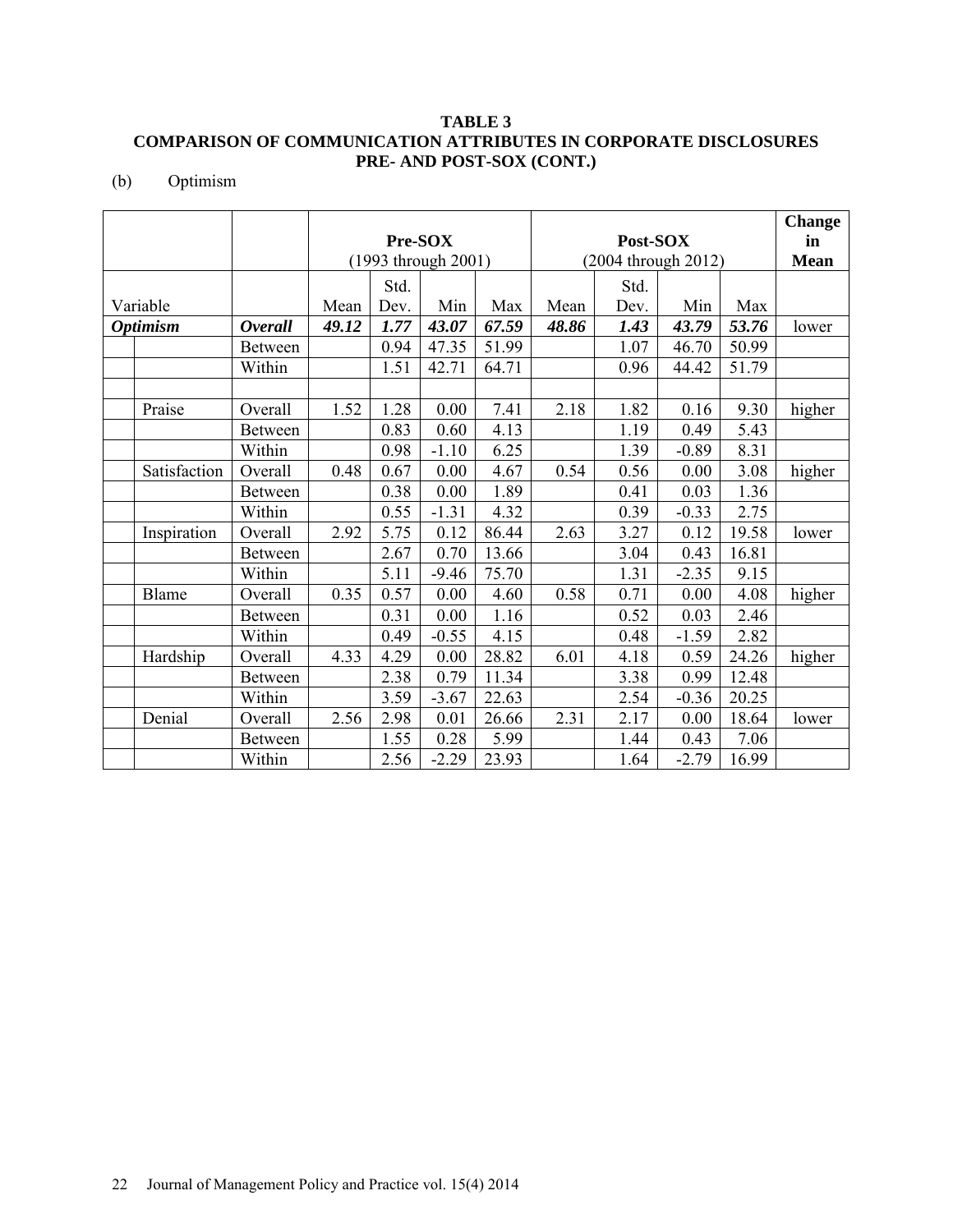**TABLE 3**
**COMPARISON OF COMMUNICATION ATTRIBUTES IN CORPORATE DISCLOSURES PRE- AND POST-SOX (CONT.)**

(b) Optimism

| | | | Pre-SOX (1993 through 2001) | | | | Post-SOX (2004 through 2012) | | | | Change in Mean |
|---|---|---|---|---|---|---|---|---|---|---|---|
| Variable | | | Mean | Std. Dev. | Min | Max | Mean | Std. Dev. | Min | Max | |
| ***Optimism*** | | ***Overall*** | ***49.12*** | ***1.77*** | ***43.07*** | ***67.59*** | ***48.86*** | ***1.43*** | ***43.79*** | ***53.76*** | lower |
| | | Between | | 0.94 | 47.35 | 51.99 | | 1.07 | 46.70 | 50.99 | |
| | | Within | | 1.51 | 42.71 | 64.71 | | 0.96 | 44.42 | 51.79 | |
| | | | | | | | | | | | |
| | Praise | Overall | 1.52 | 1.28 | 0.00 | 7.41 | 2.18 | 1.82 | 0.16 | 9.30 | higher |
| | | Between | | 0.83 | 0.60 | 4.13 | | 1.19 | 0.49 | 5.43 | |
| | | Within | | 0.98 | -1.10 | 6.25 | | 1.39 | -0.89 | 8.31 | |
| | Satisfaction | Overall | 0.48 | 0.67 | 0.00 | 4.67 | 0.54 | 0.56 | 0.00 | 3.08 | higher |
| | | Between | | 0.38 | 0.00 | 1.89 | | 0.41 | 0.03 | 1.36 | |
| | | Within | | 0.55 | -1.31 | 4.32 | | 0.39 | -0.33 | 2.75 | |
| | Inspiration | Overall | 2.92 | 5.75 | 0.12 | 86.44 | 2.63 | 3.27 | 0.12 | 19.58 | lower |
| | | Between | | 2.67 | 0.70 | 13.66 | | 3.04 | 0.43 | 16.81 | |
| | | Within | | 5.11 | -9.46 | 75.70 | | 1.31 | -2.35 | 9.15 | |
| | Blame | Overall | 0.35 | 0.57 | 0.00 | 4.60 | 0.58 | 0.71 | 0.00 | 4.08 | higher |
| | | Between | | 0.31 | 0.00 | 1.16 | | 0.52 | 0.03 | 2.46 | |
| | | Within | | 0.49 | -0.55 | 4.15 | | 0.48 | -1.59 | 2.82 | |
| | Hardship | Overall | 4.33 | 4.29 | 0.00 | 28.82 | 6.01 | 4.18 | 0.59 | 24.26 | higher |
| | | Between | | 2.38 | 0.79 | 11.34 | | 3.38 | 0.99 | 12.48 | |
| | | Within | | 3.59 | -3.67 | 22.63 | | 2.54 | -0.36 | 20.25 | |
| | Denial | Overall | 2.56 | 2.98 | 0.01 | 26.66 | 2.31 | 2.17 | 0.00 | 18.64 | lower |
| | | Between | | 1.55 | 0.28 | 5.99 | | 1.44 | 0.43 | 7.06 | |
| | | Within | | 2.56 | -2.29 | 23.93 | | 1.64 | -2.79 | 16.99 | |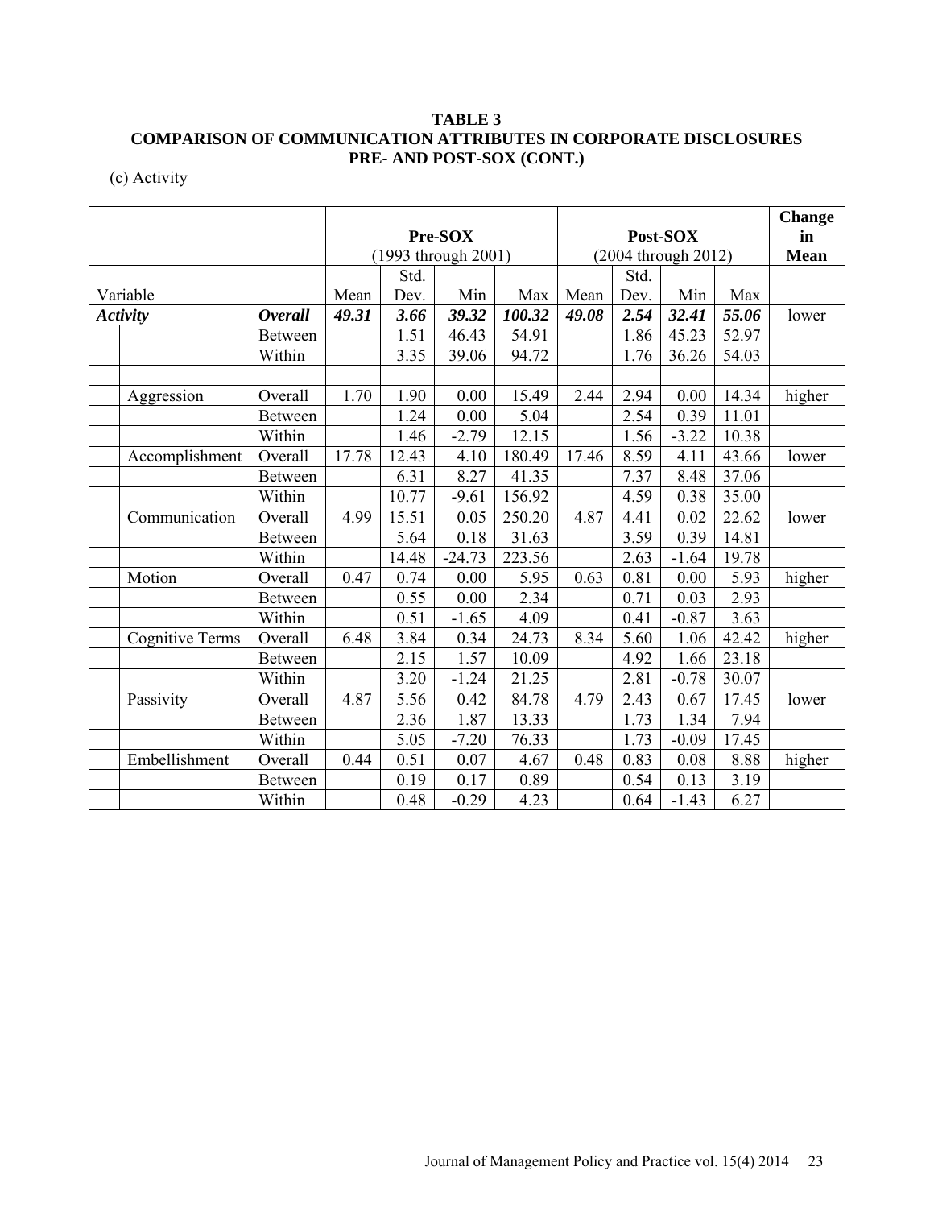**TABLE 3**
**COMPARISON OF COMMUNICATION ATTRIBUTES IN CORPORATE DISCLOSURES PRE- AND POST-SOX (CONT.)**

(c) Activity

| | | | Pre-SOX (1993 through 2001) | | | | Post-SOX (2004 through 2012) | | | | Change in Mean |
|---|---|---|---|---|---|---|---|---|---|---|---|
| Variable | | | Mean | Std. Dev. | Min | Max | Mean | Std. Dev. | Min | Max | |
| ***Activity*** | | ***Overall*** | ***49.31*** | ***3.66*** | ***39.32*** | ***100.32*** | ***49.08*** | ***2.54*** | ***32.41*** | ***55.06*** | lower |
| | | Between | | 1.51 | 46.43 | 54.91 | | 1.86 | 45.23 | 52.97 | |
| | | Within | | 3.35 | 39.06 | 94.72 | | 1.76 | 36.26 | 54.03 | |
| | | | | | | | | | | | |
| | Aggression | Overall | 1.70 | 1.90 | 0.00 | 15.49 | 2.44 | 2.94 | 0.00 | 14.34 | higher |
| | | Between | | 1.24 | 0.00 | 5.04 | | 2.54 | 0.39 | 11.01 | |
| | | Within | | 1.46 | -2.79 | 12.15 | | 1.56 | -3.22 | 10.38 | |
| | Accomplishment | Overall | 17.78 | 12.43 | 4.10 | 180.49 | 17.46 | 8.59 | 4.11 | 43.66 | lower |
| | | Between | | 6.31 | 8.27 | 41.35 | | 7.37 | 8.48 | 37.06 | |
| | | Within | | 10.77 | -9.61 | 156.92 | | 4.59 | 0.38 | 35.00 | |
| | Communication | Overall | 4.99 | 15.51 | 0.05 | 250.20 | 4.87 | 4.41 | 0.02 | 22.62 | lower |
| | | Between | | 5.64 | 0.18 | 31.63 | | 3.59 | 0.39 | 14.81 | |
| | | Within | | 14.48 | -24.73 | 223.56 | | 2.63 | -1.64 | 19.78 | |
| | Motion | Overall | 0.47 | 0.74 | 0.00 | 5.95 | 0.63 | 0.81 | 0.00 | 5.93 | higher |
| | | Between | | 0.55 | 0.00 | 2.34 | | 0.71 | 0.03 | 2.93 | |
| | | Within | | 0.51 | -1.65 | 4.09 | | 0.41 | -0.87 | 3.63 | |
| | Cognitive Terms | Overall | 6.48 | 3.84 | 0.34 | 24.73 | 8.34 | 5.60 | 1.06 | 42.42 | higher |
| | | Between | | 2.15 | 1.57 | 10.09 | | 4.92 | 1.66 | 23.18 | |
| | | Within | | 3.20 | -1.24 | 21.25 | | 2.81 | -0.78 | 30.07 | |
| | Passivity | Overall | 4.87 | 5.56 | 0.42 | 84.78 | 4.79 | 2.43 | 0.67 | 17.45 | lower |
| | | Between | | 2.36 | 1.87 | 13.33 | | 1.73 | 1.34 | 7.94 | |
| | | Within | | 5.05 | -7.20 | 76.33 | | 1.73 | -0.09 | 17.45 | |
| | Embellishment | Overall | 0.44 | 0.51 | 0.07 | 4.67 | 0.48 | 0.83 | 0.08 | 8.88 | higher |
| | | Between | | 0.19 | 0.17 | 0.89 | | 0.54 | 0.13 | 3.19 | |
| | | Within | | 0.48 | -0.29 | 4.23 | | 0.64 | -1.43 | 6.27 | |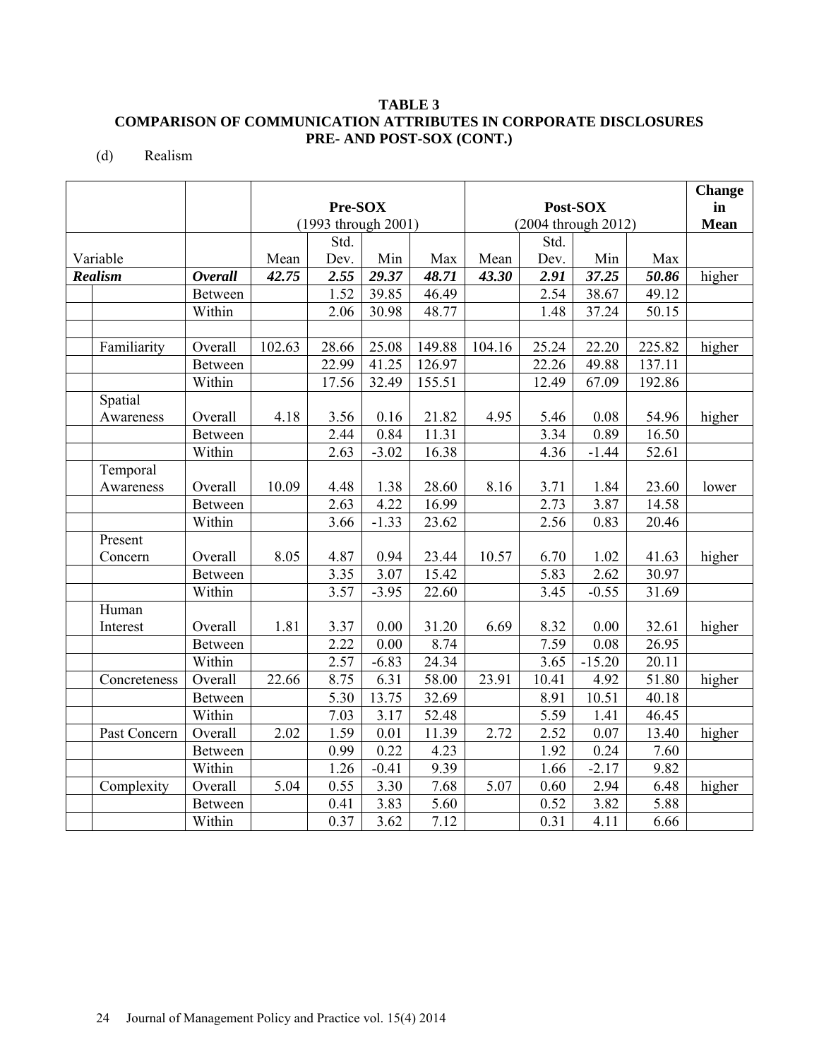**TABLE 3**
**COMPARISON OF COMMUNICATION ATTRIBUTES IN CORPORATE DISCLOSURES PRE- AND POST-SOX (CONT.)**

(d) Realism

| | | Pre-SOX (1993 through 2001) | | | | Post-SOX (2004 through 2012) | | | | Change in Mean |
|---|---|---|---|---|---|---|---|---|---|---|
| Variable | | Mean | Std. Dev. | Min | Max | Mean | Std. Dev. | Min | Max | |
| ***Realism*** | ***Overall*** | ***42.75*** | ***2.55*** | ***29.37*** | ***48.71*** | ***43.30*** | ***2.91*** | ***37.25*** | ***50.86*** | higher |
| | Between | | 1.52 | 39.85 | 46.49 | | 2.54 | 38.67 | 49.12 | |
| | Within | | 2.06 | 30.98 | 48.77 | | 1.48 | 37.24 | 50.15 | |
| | | | | | | | | | | |
| Familiarity | Overall | 102.63 | 28.66 | 25.08 | 149.88 | 104.16 | 25.24 | 22.20 | 225.82 | higher |
| | Between | | 22.99 | 41.25 | 126.97 | | 22.26 | 49.88 | 137.11 | |
| | Within | | 17.56 | 32.49 | 155.51 | | 12.49 | 67.09 | 192.86 | |
| Spatial Awareness | Overall | 4.18 | 3.56 | 0.16 | 21.82 | 4.95 | 5.46 | 0.08 | 54.96 | higher |
| | Between | | 2.44 | 0.84 | 11.31 | | 3.34 | 0.89 | 16.50 | |
| | Within | | 2.63 | -3.02 | 16.38 | | 4.36 | -1.44 | 52.61 | |
| Temporal Awareness | Overall | 10.09 | 4.48 | 1.38 | 28.60 | 8.16 | 3.71 | 1.84 | 23.60 | lower |
| | Between | | 2.63 | 4.22 | 16.99 | | 2.73 | 3.87 | 14.58 | |
| | Within | | 3.66 | -1.33 | 23.62 | | 2.56 | 0.83 | 20.46 | |
| Present Concern | Overall | 8.05 | 4.87 | 0.94 | 23.44 | 10.57 | 6.70 | 1.02 | 41.63 | higher |
| | Between | | 3.35 | 3.07 | 15.42 | | 5.83 | 2.62 | 30.97 | |
| | Within | | 3.57 | -3.95 | 22.60 | | 3.45 | -0.55 | 31.69 | |
| Human Interest | Overall | 1.81 | 3.37 | 0.00 | 31.20 | 6.69 | 8.32 | 0.00 | 32.61 | higher |
| | Between | | 2.22 | 0.00 | 8.74 | | 7.59 | 0.08 | 26.95 | |
| | Within | | 2.57 | -6.83 | 24.34 | | 3.65 | -15.20 | 20.11 | |
| Concreteness | Overall | 22.66 | 8.75 | 6.31 | 58.00 | 23.91 | 10.41 | 4.92 | 51.80 | higher |
| | Between | | 5.30 | 13.75 | 32.69 | | 8.91 | 10.51 | 40.18 | |
| | Within | | 7.03 | 3.17 | 52.48 | | 5.59 | 1.41 | 46.45 | |
| Past Concern | Overall | 2.02 | 1.59 | 0.01 | 11.39 | 2.72 | 2.52 | 0.07 | 13.40 | higher |
| | Between | | 0.99 | 0.22 | 4.23 | | 1.92 | 0.24 | 7.60 | |
| | Within | | 1.26 | -0.41 | 9.39 | | 1.66 | -2.17 | 9.82 | |
| Complexity | Overall | 5.04 | 0.55 | 3.30 | 7.68 | 5.07 | 0.60 | 2.94 | 6.48 | higher |
| | Between | | 0.41 | 3.83 | 5.60 | | 0.52 | 3.82 | 5.88 | |
| | Within | | 0.37 | 3.62 | 7.12 | | 0.31 | 4.11 | 6.66 | |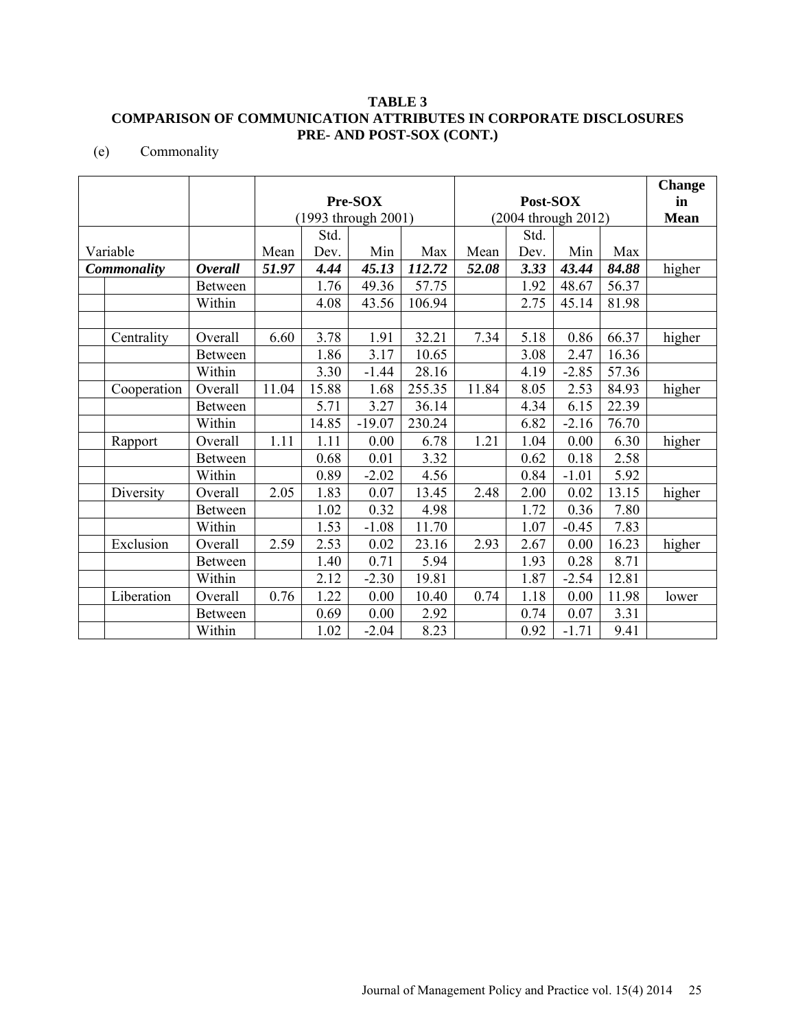**TABLE 3**
**COMPARISON OF COMMUNICATION ATTRIBUTES IN CORPORATE DISCLOSURES PRE- AND POST-SOX (CONT.)**

(e) Commonality

| | | | Pre-SOX (1993 through 2001) | | | | Post-SOX (2004 through 2012) | | | | Change in Mean |
|---|---|---|---|---|---|---|---|---|---|---|---|
| Variable | | | Mean | Std. Dev. | Min | Max | Mean | Std. Dev. | Min | Max | |
| ***Commonality*** | | ***Overall*** | ***51.97*** | ***4.44*** | ***45.13*** | ***112.72*** | ***52.08*** | ***3.33*** | ***43.44*** | ***84.88*** | higher |
| | | Between | | 1.76 | 49.36 | 57.75 | | 1.92 | 48.67 | 56.37 | |
| | | Within | | 4.08 | 43.56 | 106.94 | | 2.75 | 45.14 | 81.98 | |
| | | | | | | | | | | | |
| | Centrality | Overall | 6.60 | 3.78 | 1.91 | 32.21 | 7.34 | 5.18 | 0.86 | 66.37 | higher |
| | | Between | | 1.86 | 3.17 | 10.65 | | 3.08 | 2.47 | 16.36 | |
| | | Within | | 3.30 | -1.44 | 28.16 | | 4.19 | -2.85 | 57.36 | |
| | Cooperation | Overall | 11.04 | 15.88 | 1.68 | 255.35 | 11.84 | 8.05 | 2.53 | 84.93 | higher |
| | | Between | | 5.71 | 3.27 | 36.14 | | 4.34 | 6.15 | 22.39 | |
| | | Within | | 14.85 | -19.07 | 230.24 | | 6.82 | -2.16 | 76.70 | |
| | Rapport | Overall | 1.11 | 1.11 | 0.00 | 6.78 | 1.21 | 1.04 | 0.00 | 6.30 | higher |
| | | Between | | 0.68 | 0.01 | 3.32 | | 0.62 | 0.18 | 2.58 | |
| | | Within | | 0.89 | -2.02 | 4.56 | | 0.84 | -1.01 | 5.92 | |
| | Diversity | Overall | 2.05 | 1.83 | 0.07 | 13.45 | 2.48 | 2.00 | 0.02 | 13.15 | higher |
| | | Between | | 1.02 | 0.32 | 4.98 | | 1.72 | 0.36 | 7.80 | |
| | | Within | | 1.53 | -1.08 | 11.70 | | 1.07 | -0.45 | 7.83 | |
| | Exclusion | Overall | 2.59 | 2.53 | 0.02 | 23.16 | 2.93 | 2.67 | 0.00 | 16.23 | higher |
| | | Between | | 1.40 | 0.71 | 5.94 | | 1.93 | 0.28 | 8.71 | |
| | | Within | | 2.12 | -2.30 | 19.81 | | 1.87 | -2.54 | 12.81 | |
| | Liberation | Overall | 0.76 | 1.22 | 0.00 | 10.40 | 0.74 | 1.18 | 0.00 | 11.98 | lower |
| | | Between | | 0.69 | 0.00 | 2.92 | | 0.74 | 0.07 | 3.31 | |
| | | Within | | 1.02 | -2.04 | 8.23 | | 0.92 | -1.71 | 9.41 | |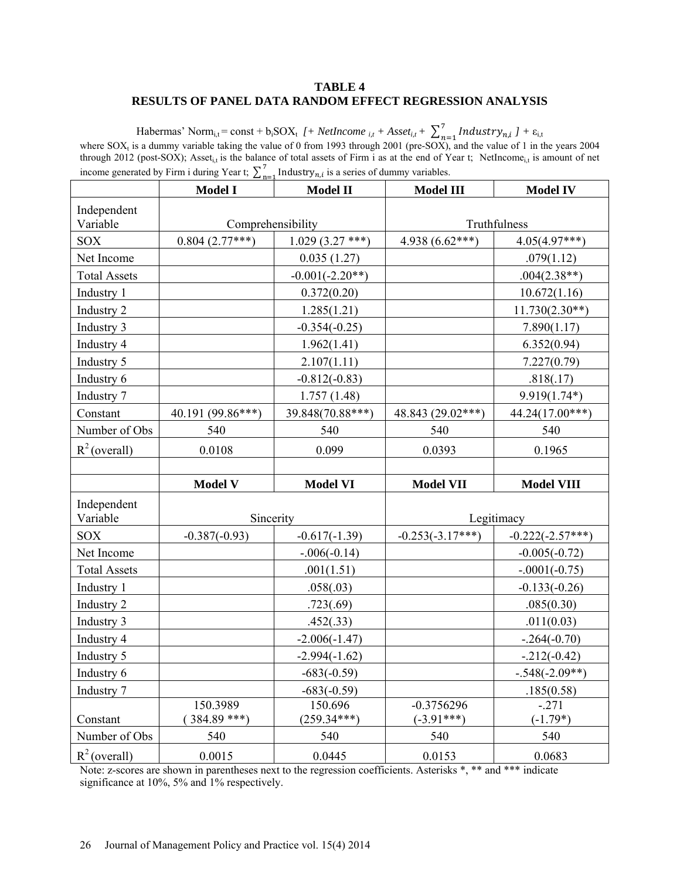**TABLE 4**
**RESULTS OF PANEL DATA RANDOM EFFECT REGRESSION ANALYSIS**

Habermas' $\text{Norm}_{i,t} = \text{const} + b_i\text{SOX}_t$ $[+ \textit{NetIncome}_{i,t} + \textit{Asset}_{i,t} + \sum_{n=1}^{7} \textit{Industry}_{n,i}\ ] + \varepsilon_{i,t}$

where $\text{SOX}_t$ is a dummy variable taking the value of 0 from 1993 through 2001 (pre-SOX), and the value of 1 in the years 2004 through 2012 (post-SOX); $\text{Asset}_{i,t}$ is the balance of total assets of Firm i as at the end of Year t; $\text{NetIncome}_{i,t}$ is amount of net income generated by Firm i during Year t; $\sum_{n=1}^{7} \text{Industry}_{n,i}$ is a series of dummy variables.

| | Model I | Model II | Model III | Model IV |
|---|---|---|---|---|
| Independent Variable | Comprehensibility | | Truthfulness | |
| SOX | 0.804 (2.77***) | 1.029 (3.27 ***) | 4.938 (6.62***) | 4.05(4.97***) |
| Net Income | | 0.035 (1.27) | | .079(1.12) |
| Total Assets | | -0.001(-2.20**) | | .004(2.38**) |
| Industry 1 | | 0.372(0.20) | | 10.672(1.16) |
| Industry 2 | | 1.285(1.21) | | 11.730(2.30**) |
| Industry 3 | | -0.354(-0.25) | | 7.890(1.17) |
| Industry 4 | | 1.962(1.41) | | 6.352(0.94) |
| Industry 5 | | 2.107(1.11) | | 7.227(0.79) |
| Industry 6 | | -0.812(-0.83) | | .818(.17) |
| Industry 7 | | 1.757 (1.48) | | 9.919(1.74*) |
| Constant | 40.191 (99.86***) | 39.848(70.88***) | 48.843 (29.02***) | 44.24(17.00***) |
| Number of Obs | 540 | 540 | 540 | 540 |
| $R^2$ (overall) | 0.0108 | 0.099 | 0.0393 | 0.1965 |
| | | | | |
| | **Model V** | **Model VI** | **Model VII** | **Model VIII** |
| Independent Variable | Sincerity | | Legitimacy | |
| SOX | -0.387(-0.93) | -0.617(-1.39) | -0.253(-3.17***) | -0.222(-2.57***) |
| Net Income | | -.006(-0.14) | | -0.005(-0.72) |
| Total Assets | | .001(1.51) | | -.0001(-0.75) |
| Industry 1 | | .058(.03) | | -0.133(-0.26) |
| Industry 2 | | .723(.69) | | .085(0.30) |
| Industry 3 | | .452(.33) | | .011(0.03) |
| Industry 4 | | -2.006(-1.47) | | -.264(-0.70) |
| Industry 5 | | -2.994(-1.62) | | -.212(-0.42) |
| Industry 6 | | -683(-0.59) | | -.548(-2.09**) |
| Industry 7 | | -683(-0.59) | | .185(0.58) |
| Constant | 150.3989 ( 384.89 ***) | 150.696 (259.34***) | -0.3756296 (-3.91***) | -.271 (-1.79*) |
| Number of Obs | 540 | 540 | 540 | 540 |
| $R^2$ (overall) | 0.0015 | 0.0445 | 0.0153 | 0.0683 |

Note: z-scores are shown in parentheses next to the regression coefficients. Asterisks *, ** and *** indicate significance at 10%, 5% and 1% respectively.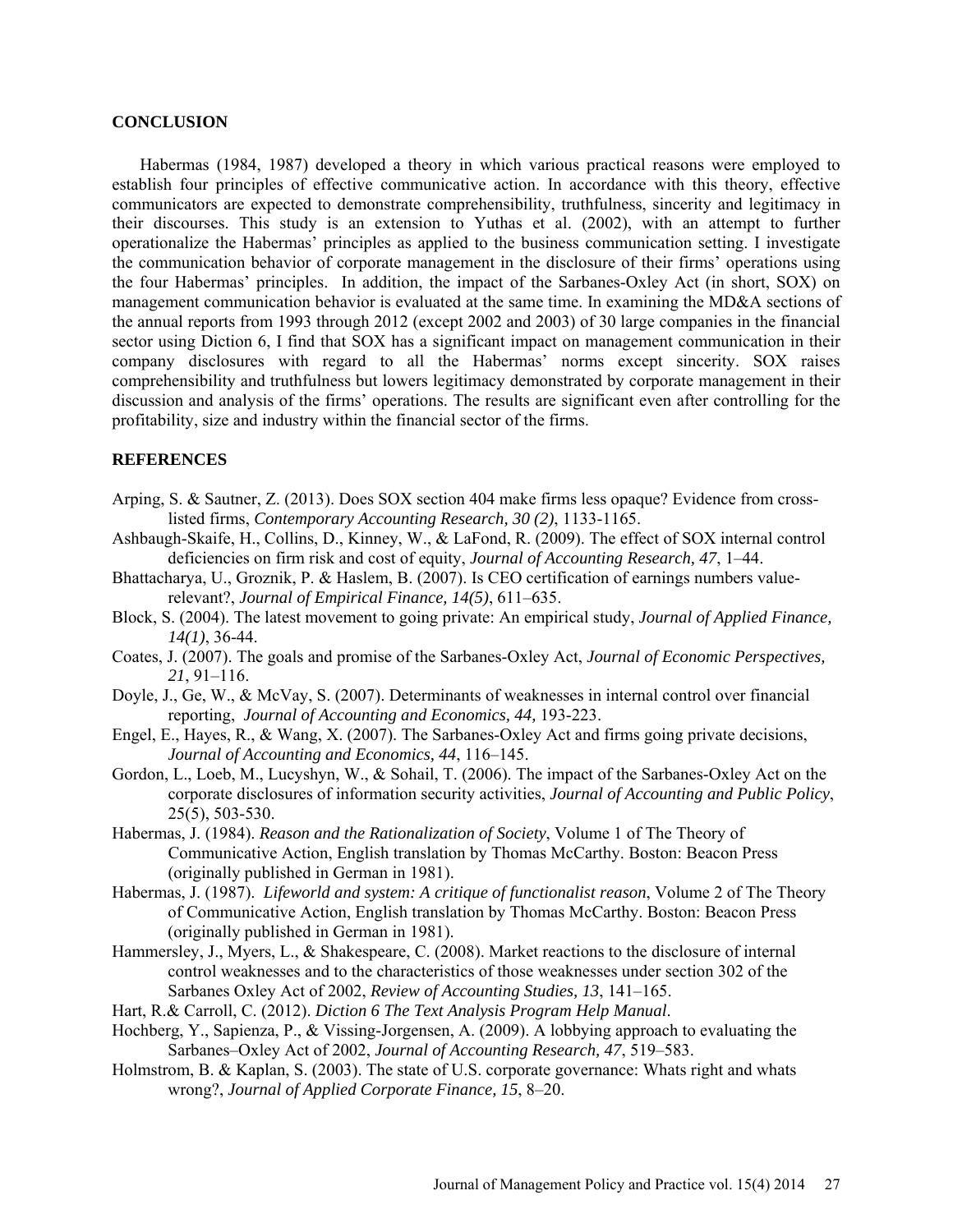## CONCLUSION

Habermas (1984, 1987) developed a theory in which various practical reasons were employed to establish four principles of effective communicative action. In accordance with this theory, effective communicators are expected to demonstrate comprehensibility, truthfulness, sincerity and legitimacy in their discourses. This study is an extension to Yuthas et al. (2002), with an attempt to further operationalize the Habermas' principles as applied to the business communication setting. I investigate the communication behavior of corporate management in the disclosure of their firms' operations using the four Habermas' principles. In addition, the impact of the Sarbanes-Oxley Act (in short, SOX) on management communication behavior is evaluated at the same time. In examining the MD&A sections of the annual reports from 1993 through 2012 (except 2002 and 2003) of 30 large companies in the financial sector using Diction 6, I find that SOX has a significant impact on management communication in their company disclosures with regard to all the Habermas' norms except sincerity. SOX raises comprehensibility and truthfulness but lowers legitimacy demonstrated by corporate management in their discussion and analysis of the firms' operations. The results are significant even after controlling for the profitability, size and industry within the financial sector of the firms.

## REFERENCES

Arping, S. & Sautner, Z. (2013). Does SOX section 404 make firms less opaque? Evidence from cross-listed firms, *Contemporary Accounting Research, 30 (2)*, 1133-1165.

Ashbaugh-Skaife, H., Collins, D., Kinney, W., & LaFond, R. (2009). The effect of SOX internal control deficiencies on firm risk and cost of equity, *Journal of Accounting Research, 47*, 1–44.

Bhattacharya, U., Groznik, P. & Haslem, B. (2007). Is CEO certification of earnings numbers value-relevant?, *Journal of Empirical Finance, 14(5)*, 611–635.

Block, S. (2004). The latest movement to going private: An empirical study, *Journal of Applied Finance, 14(1)*, 36-44.

Coates, J. (2007). The goals and promise of the Sarbanes-Oxley Act, *Journal of Economic Perspectives, 21*, 91–116.

Doyle, J., Ge, W., & McVay, S. (2007). Determinants of weaknesses in internal control over financial reporting, *Journal of Accounting and Economics, 44,* 193-223.

Engel, E., Hayes, R., & Wang, X. (2007). The Sarbanes-Oxley Act and firms going private decisions, *Journal of Accounting and Economics, 44*, 116–145.

Gordon, L., Loeb, M., Lucyshyn, W., & Sohail, T. (2006). The impact of the Sarbanes-Oxley Act on the corporate disclosures of information security activities, *Journal of Accounting and Public Policy*, 25(5), 503-530.

Habermas, J. (1984). *Reason and the Rationalization of Society*, Volume 1 of The Theory of Communicative Action, English translation by Thomas McCarthy. Boston: Beacon Press (originally published in German in 1981).

Habermas, J. (1987). *Lifeworld and system: A critique of functionalist reason*, Volume 2 of The Theory of Communicative Action, English translation by Thomas McCarthy. Boston: Beacon Press (originally published in German in 1981).

Hammersley, J., Myers, L., & Shakespeare, C. (2008). Market reactions to the disclosure of internal control weaknesses and to the characteristics of those weaknesses under section 302 of the Sarbanes Oxley Act of 2002, *Review of Accounting Studies, 13*, 141–165.

Hart, R.& Carroll, C. (2012). *Diction 6 The Text Analysis Program Help Manual*.

Hochberg, Y., Sapienza, P., & Vissing-Jorgensen, A. (2009). A lobbying approach to evaluating the Sarbanes–Oxley Act of 2002, *Journal of Accounting Research, 47*, 519–583.

Holmstrom, B. & Kaplan, S. (2003). The state of U.S. corporate governance: Whats right and whats wrong?, *Journal of Applied Corporate Finance, 15*, 8–20.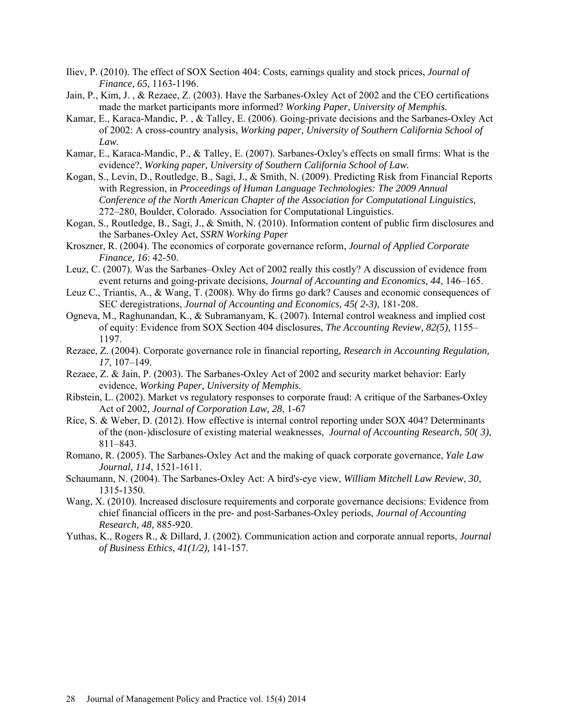Iliev, P. (2010). The effect of SOX Section 404: Costs, earnings quality and stock prices, *Journal of Finance, 65,* 1163-1196.

Jain, P., Kim, J. , & Rezaee, Z. (2003). Have the Sarbanes-Oxley Act of 2002 and the CEO certifications made the market participants more informed? *Working Paper, University of Memphis.*

Kamar, E., Karaca-Mandic, P. , & Talley, E. (2006). Going-private decisions and the Sarbanes-Oxley Act of 2002: A cross-country analysis, *Working paper, University of Southern California School of Law.*

Kamar, E., Karaca-Mandic, P., & Talley, E. (2007). Sarbanes-Oxley's effects on small firms: What is the evidence?, *Working paper, University of Southern California School of Law.*

Kogan, S., Levin, D., Routledge, B., Sagi, J., & Smith, N. (2009). Predicting Risk from Financial Reports with Regression, in *Proceedings of Human Language Technologies: The 2009 Annual Conference of the North American Chapter of the Association for Computational Linguistics*, 272–280, Boulder, Colorado. Association for Computational Linguistics.

Kogan, S., Routledge, B., Sagi, J., & Smith, N. (2010). Information content of public firm disclosures and the Sarbanes-Oxley Act, *SSRN Working Paper*

Kroszner, R. (2004). The economics of corporate governance reform, *Journal of Applied Corporate Finance, 16*: 42-50.

Leuz, C. (2007). Was the Sarbanes–Oxley Act of 2002 really this costly? A discussion of evidence from event returns and going-private decisions, *Journal of Accounting and Economics, 44*, 146–165.

Leuz C., Triantis, A., & Wang, T. (2008). Why do firms go dark? Causes and economic consequences of SEC deregistrations, *Journal of Accounting and Economics, 45( 2-3)*, 181-208.

Ogneva, M., Raghunandan, K., & Subramanyam, K. (2007). Internal control weakness and implied cost of equity: Evidence from SOX Section 404 disclosures, *The Accounting Review, 82(5),* 1155–1197.

Rezaee, Z. (2004). Corporate governance role in financial reporting*, Research in Accounting Regulation, 17*, 107–149.

Rezaee, Z. & Jain, P. (2003). The Sarbanes-Oxley Act of 2002 and security market behavior: Early evidence, *Working Paper, University of Memphis.*

Ribstein, L. (2002). Market vs regulatory responses to corporate fraud: A critique of the Sarbanes-Oxley Act of 2002*, Journal of Corporation Law, 28*, 1-67

Rice, S. & Weber, D. (2012). How effective is internal control reporting under SOX 404? Determinants of the (non-)disclosure of existing material weaknesses, *Journal of Accounting Research, 50( 3)*, 811–843.

Romano, R. (2005). The Sarbanes-Oxley Act and the making of quack corporate governance, *Yale Law Journal, 114*, 1521-1611.

Schaumann, N. (2004). The Sarbanes-Oxley Act: A bird's-eye view, *William Mitchell Law Review*, *30*, 1315-1350*.*

Wang, X. (2010). Increased disclosure requirements and corporate governance decisions: Evidence from chief financial officers in the pre- and post-Sarbanes-Oxley periods, *Journal of Accounting Research, 48,* 885-920.

Yuthas, K., Rogers R., & Dillard, J. (2002). Communication action and corporate annual reports, *Journal of Business Ethics, 41(1/2),* 141-157.